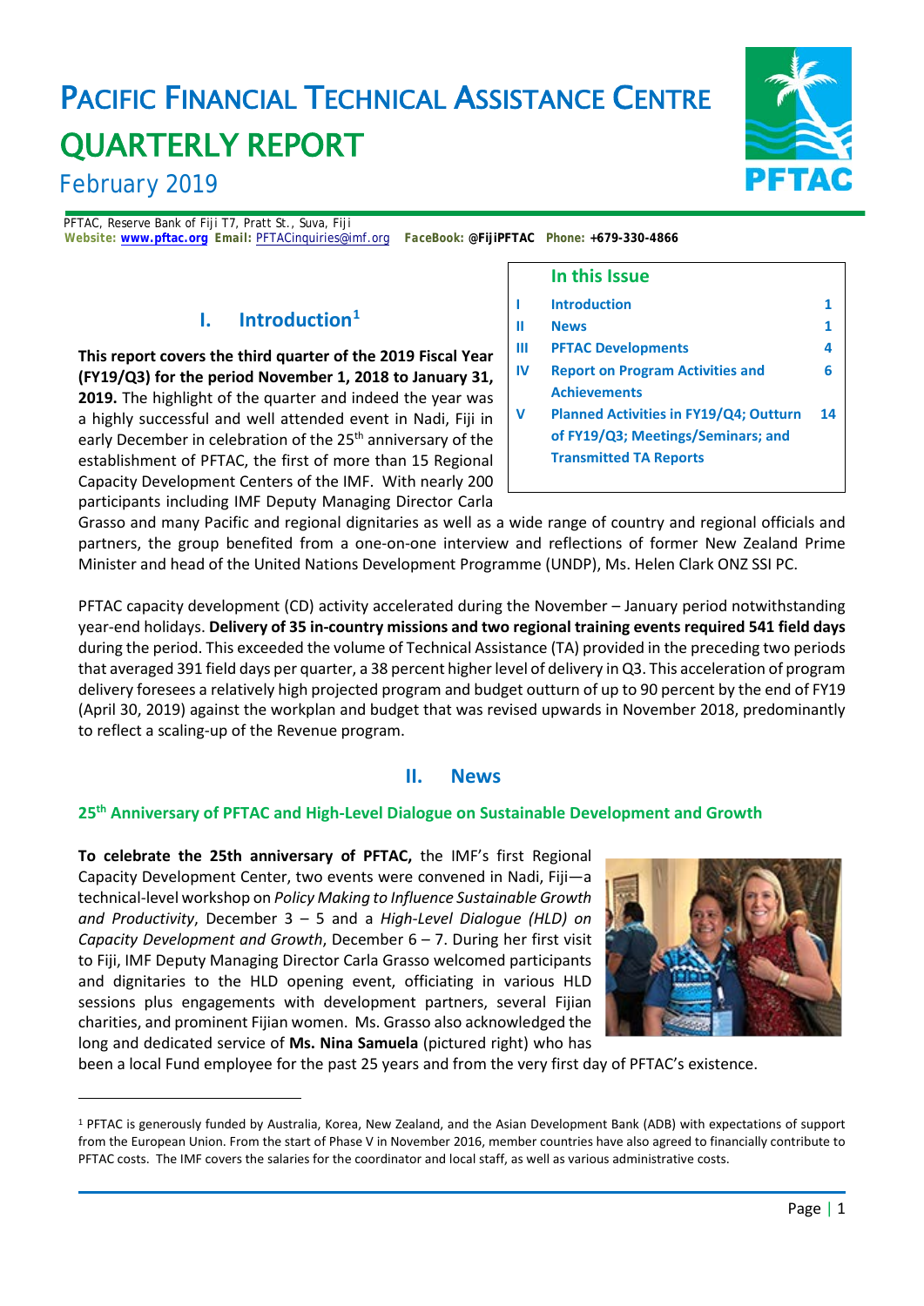# PACIFIC FINANCIAL TECHNICAL ASSISTANCE CENTRE QUARTERLY REPORT

February 2019

PFTAC, Reserve Bank of Fiji T7, Pratt St., Suva, Fiji
**Website:** www.pftac.org **Email:** PFTACinquiries@imf.org **FaceBook:** @FijiPFTAC **Phone:** +679-330-4866

### In this Issue

| | | |
|---|---|---|
| I | Introduction | 1 |
| II | News | 1 |
| III | PFTAC Developments | 4 |
| IV | Report on Program Activities and Achievements | 6 |
| V | Planned Activities in FY19/Q4; Outturn of FY19/Q3; Meetings/Seminars; and Transmitted TA Reports | 14 |

## I. Introduction[1]

**This report covers the third quarter of the 2019 Fiscal Year (FY19/Q3) for the period November 1, 2018 to January 31, 2019.** The highlight of the quarter and indeed the year was a highly successful and well attended event in Nadi, Fiji in early December in celebration of the 25th anniversary of the establishment of PFTAC, the first of more than 15 Regional Capacity Development Centers of the IMF. With nearly 200 participants including IMF Deputy Managing Director Carla Grasso and many Pacific and regional dignitaries as well as a wide range of country and regional officials and partners, the group benefited from a one-on-one interview and reflections of former New Zealand Prime Minister and head of the United Nations Development Programme (UNDP), Ms. Helen Clark ONZ SSI PC.

PFTAC capacity development (CD) activity accelerated during the November – January period notwithstanding year-end holidays. **Delivery of 35 in-country missions and two regional training events required 541 field days** during the period. This exceeded the volume of Technical Assistance (TA) provided in the preceding two periods that averaged 391 field days per quarter, a 38 percent higher level of delivery in Q3. This acceleration of program delivery foresees a relatively high projected program and budget outturn of up to 90 percent by the end of FY19 (April 30, 2019) against the workplan and budget that was revised upwards in November 2018, predominantly to reflect a scaling-up of the Revenue program.

## II. News

### 25th Anniversary of PFTAC and High-Level Dialogue on Sustainable Development and Growth

**To celebrate the 25th anniversary of PFTAC,** the IMF's first Regional Capacity Development Center, two events were convened in Nadi, Fiji—a technical-level workshop on *Policy Making to Influence Sustainable Growth and Productivity*, December 3 – 5 and a *High-Level Dialogue (HLD) on Capacity Development and Growth*, December 6 – 7. During her first visit to Fiji, IMF Deputy Managing Director Carla Grasso welcomed participants and dignitaries to the HLD opening event, officiating in various HLD sessions plus engagements with development partners, several Fijian charities, and prominent Fijian women. Ms. Grasso also acknowledged the long and dedicated service of **Ms. Nina Samuela** (pictured right) who has been a local Fund employee for the past 25 years and from the very first day of PFTAC's existence.

---

[1] PFTAC is generously funded by Australia, Korea, New Zealand, and the Asian Development Bank (ADB) with expectations of support from the European Union. From the start of Phase V in November 2016, member countries have also agreed to financially contribute to PFTAC costs. The IMF covers the salaries for the coordinator and local staff, as well as various administrative costs.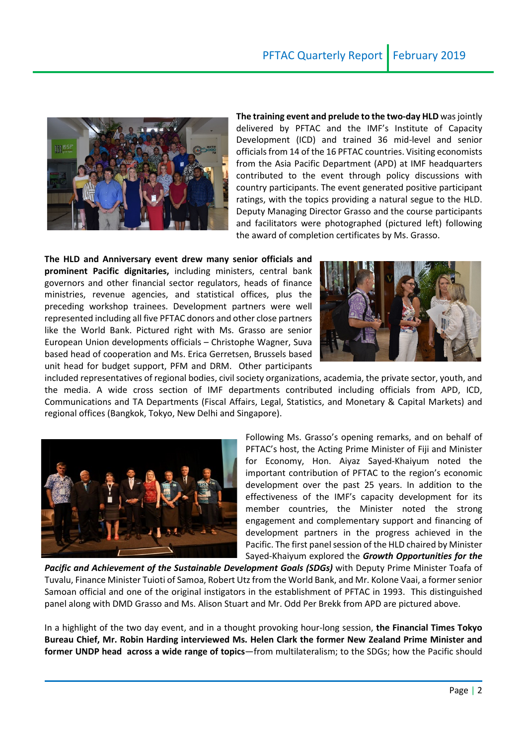**The training event and prelude to the two-day HLD** was jointly delivered by PFTAC and the IMF's Institute of Capacity Development (ICD) and trained 36 mid-level and senior officials from 14 of the 16 PFTAC countries. Visiting economists from the Asia Pacific Department (APD) at IMF headquarters contributed to the event through policy discussions with country participants. The event generated positive participant ratings, with the topics providing a natural segue to the HLD. Deputy Managing Director Grasso and the course participants and facilitators were photographed (pictured left) following the award of completion certificates by Ms. Grasso.

**The HLD and Anniversary event drew many senior officials and prominent Pacific dignitaries,** including ministers, central bank governors and other financial sector regulators, heads of finance ministries, revenue agencies, and statistical offices, plus the preceding workshop trainees. Development partners were well represented including all five PFTAC donors and other close partners like the World Bank. Pictured right with Ms. Grasso are senior European Union developments officials – Christophe Wagner, Suva based head of cooperation and Ms. Erica Gerretsen, Brussels based unit head for budget support, PFM and DRM. Other participants included representatives of regional bodies, civil society organizations, academia, the private sector, youth, and the media. A wide cross section of IMF departments contributed including officials from APD, ICD, Communications and TA Departments (Fiscal Affairs, Legal, Statistics, and Monetary & Capital Markets) and regional offices (Bangkok, Tokyo, New Delhi and Singapore).

Following Ms. Grasso's opening remarks, and on behalf of PFTAC's host, the Acting Prime Minister of Fiji and Minister for Economy, Hon. Aiyaz Sayed-Khaiyum noted the important contribution of PFTAC to the region's economic development over the past 25 years. In addition to the effectiveness of the IMF's capacity development for its member countries, the Minister noted the strong engagement and complementary support and financing of development partners in the progress achieved in the Pacific. The first panel session of the HLD chaired by Minister Sayed-Khaiyum explored the ***Growth Opportunities for the Pacific and Achievement of the Sustainable Development Goals (SDGs)*** with Deputy Prime Minister Toafa of Tuvalu, Finance Minister Tuioti of Samoa, Robert Utz from the World Bank, and Mr. Kolone Vaai, a former senior Samoan official and one of the original instigators in the establishment of PFTAC in 1993. This distinguished panel along with DMD Grasso and Ms. Alison Stuart and Mr. Odd Per Brekk from APD are pictured above.

In a highlight of the two day event, and in a thought provoking hour-long session, **the Financial Times Tokyo Bureau Chief, Mr. Robin Harding interviewed Ms. Helen Clark the former New Zealand Prime Minister and former UNDP head across a wide range of topics**—from multilateralism; to the SDGs; how the Pacific should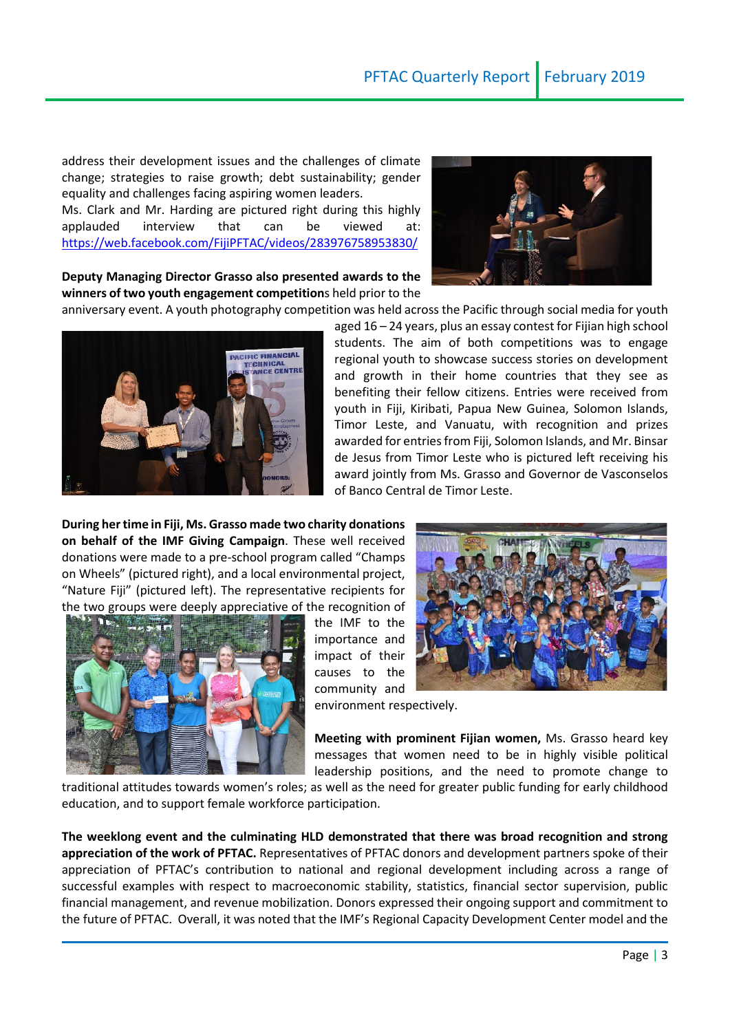address their development issues and the challenges of climate change; strategies to raise growth; debt sustainability; gender equality and challenges facing aspiring women leaders.
Ms. Clark and Mr. Harding are pictured right during this highly applauded interview that can be viewed at: https://web.facebook.com/FijiPFTAC/videos/283976758953830/

**Deputy Managing Director Grasso also presented awards to the winners of two youth engagement competition**s held prior to the anniversary event. A youth photography competition was held across the Pacific through social media for youth aged 16 – 24 years, plus an essay contest for Fijian high school students. The aim of both competitions was to engage regional youth to showcase success stories on development and growth in their home countries that they see as benefiting their fellow citizens. Entries were received from youth in Fiji, Kiribati, Papua New Guinea, Solomon Islands, Timor Leste, and Vanuatu, with recognition and prizes awarded for entries from Fiji, Solomon Islands, and Mr. Binsar de Jesus from Timor Leste who is pictured left receiving his award jointly from Ms. Grasso and Governor de Vasconselos of Banco Central de Timor Leste.

**During her time in Fiji, Ms. Grasso made two charity donations on behalf of the IMF Giving Campaign**. These well received donations were made to a pre-school program called "Champs on Wheels" (pictured right), and a local environmental project, "Nature Fiji" (pictured left). The representative recipients for the two groups were deeply appreciative of the recognition of the IMF to the importance and impact of their causes to the community and environment respectively.

**Meeting with prominent Fijian women,** Ms. Grasso heard key messages that women need to be in highly visible political leadership positions, and the need to promote change to traditional attitudes towards women's roles; as well as the need for greater public funding for early childhood education, and to support female workforce participation.

**The weeklong event and the culminating HLD demonstrated that there was broad recognition and strong appreciation of the work of PFTAC.** Representatives of PFTAC donors and development partners spoke of their appreciation of PFTAC's contribution to national and regional development including across a range of successful examples with respect to macroeconomic stability, statistics, financial sector supervision, public financial management, and revenue mobilization. Donors expressed their ongoing support and commitment to the future of PFTAC. Overall, it was noted that the IMF's Regional Capacity Development Center model and the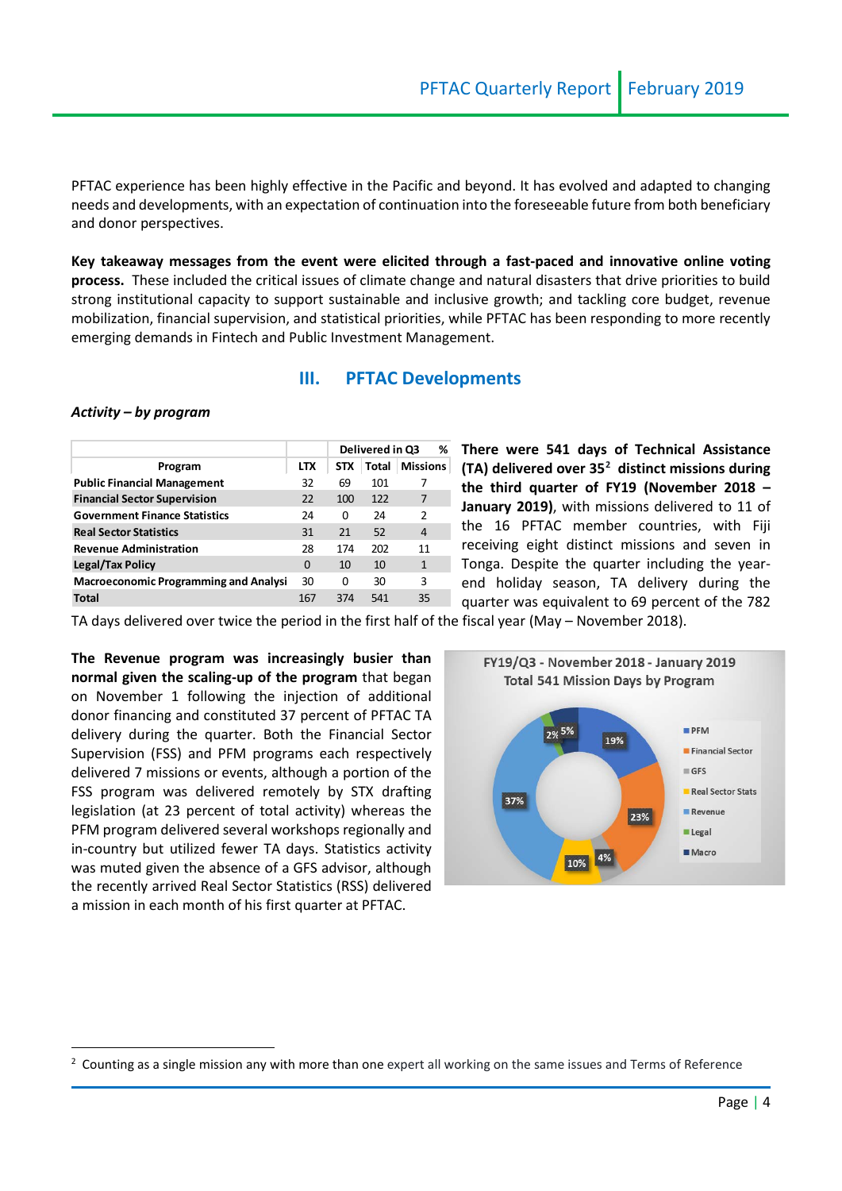PFTAC experience has been highly effective in the Pacific and beyond. It has evolved and adapted to changing needs and developments, with an expectation of continuation into the foreseeable future from both beneficiary and donor perspectives.

**Key takeaway messages from the event were elicited through a fast-paced and innovative online voting process.** These included the critical issues of climate change and natural disasters that drive priorities to build strong institutional capacity to support sustainable and inclusive growth; and tackling core budget, revenue mobilization, financial supervision, and statistical priorities, while PFTAC has been responding to more recently emerging demands in Fintech and Public Investment Management.

## III. PFTAC Developments

*Activity – by program*

| Program | Delivered in Q3 | | | % |
|---|---|---|---|---|
| | LTX | STX | Total | Missions |
| Public Financial Management | 32 | 69 | 101 | 7 |
| Financial Sector Supervision | 22 | 100 | 122 | 7 |
| Government Finance Statistics | 24 | 0 | 24 | 2 |
| Real Sector Statistics | 31 | 21 | 52 | 4 |
| Revenue Administration | 28 | 174 | 202 | 11 |
| Legal/Tax Policy | 0 | 10 | 10 | 1 |
| Macroeconomic Programming and Analysi | 30 | 0 | 30 | 3 |
| Total | 167 | 374 | 541 | 35 |

**There were 541 days of Technical Assistance (TA) delivered over 35[2] distinct missions during the third quarter of FY19 (November 2018 – January 2019)**, with missions delivered to 11 of the 16 PFTAC member countries, with Fiji receiving eight distinct missions and seven in Tonga. Despite the quarter including the year-end holiday season, TA delivery during the quarter was equivalent to 69 percent of the 782 TA days delivered over twice the period in the first half of the fiscal year (May – November 2018).

**The Revenue program was increasingly busier than normal given the scaling-up of the program** that began on November 1 following the injection of additional donor financing and constituted 37 percent of PFTAC TA delivery during the quarter. Both the Financial Sector Supervision (FSS) and PFM programs each respectively delivered 7 missions or events, although a portion of the FSS program was delivered remotely by STX drafting legislation (at 23 percent of total activity) whereas the PFM program delivered several workshops regionally and in-country but utilized fewer TA days. Statistics activity was muted given the absence of a GFS advisor, although the recently arrived Real Sector Statistics (RSS) delivered a mission in each month of his first quarter at PFTAC.

FY19/Q3 - November 2018 - January 2019
Total 541 Mission Days by Program

| Program | % |
|---|---|
| PFM | 19% |
| Financial Sector | 23% |
| GFS | 4% |
| Real Sector Stats | 10% |
| Revenue | 37% |
| Legal | 2% |
| Macro | 5% |

[2] Counting as a single mission any with more than one expert all working on the same issues and Terms of Reference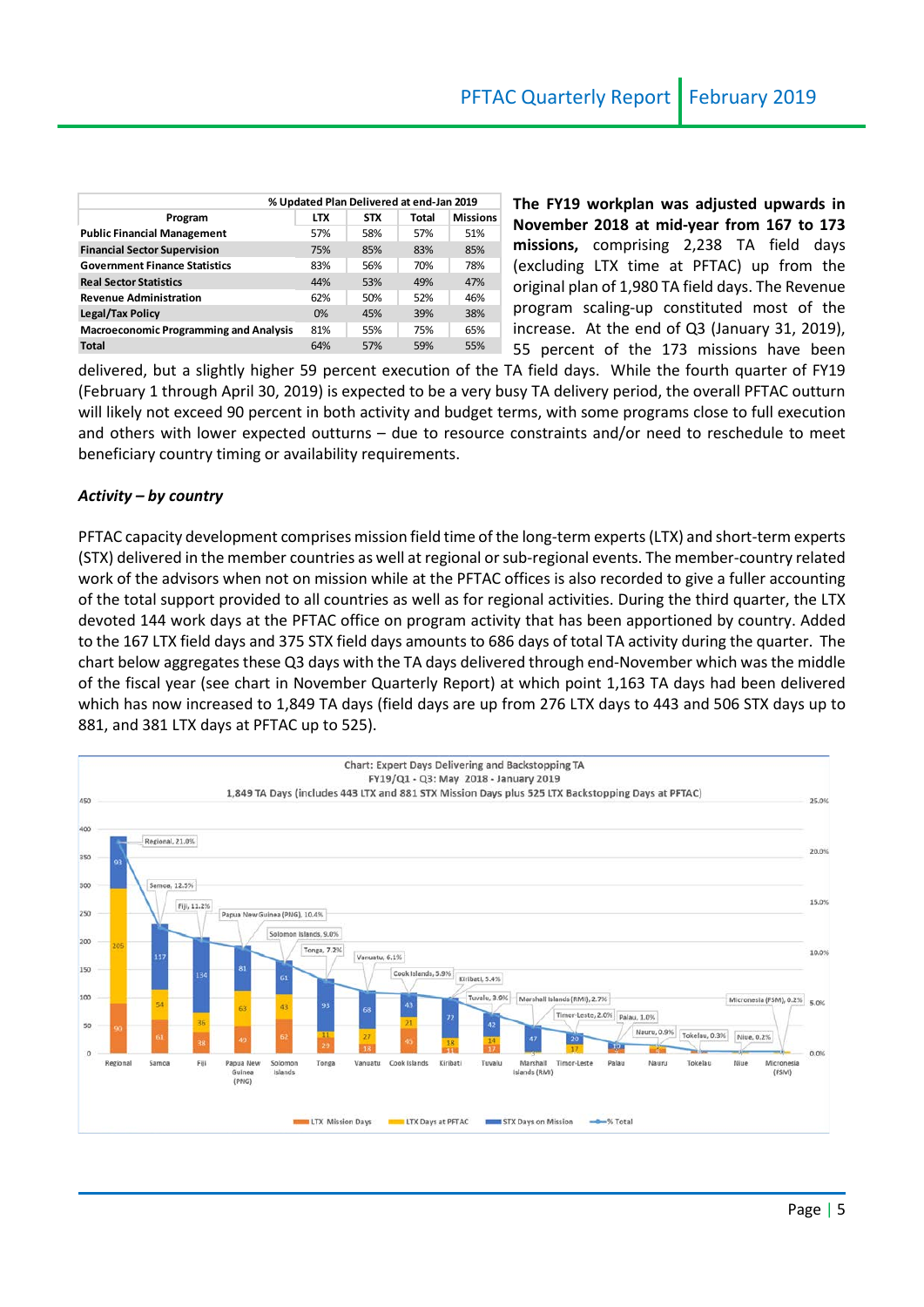| % Updated Plan Delivered at end-Jan 2019 | | | | |
|---|---|---|---|---|
| Program | LTX | STX | Total | Missions |
| **Public Financial Management** | 57% | 58% | 57% | 51% |
| **Financial Sector Supervision** | 75% | 85% | 83% | 85% |
| **Government Finance Statistics** | 83% | 56% | 70% | 78% |
| **Real Sector Statistics** | 44% | 53% | 49% | 47% |
| **Revenue Administration** | 62% | 50% | 52% | 46% |
| **Legal/Tax Policy** | 0% | 45% | 39% | 38% |
| **Macroeconomic Programming and Analysis** | 81% | 55% | 75% | 65% |
| **Total** | 64% | 57% | 59% | 55% |

**The FY19 workplan was adjusted upwards in November 2018 at mid-year from 167 to 173 missions,** comprising 2,238 TA field days (excluding LTX time at PFTAC) up from the original plan of 1,980 TA field days. The Revenue program scaling-up constituted most of the increase. At the end of Q3 (January 31, 2019), 55 percent of the 173 missions have been delivered, but a slightly higher 59 percent execution of the TA field days. While the fourth quarter of FY19 (February 1 through April 30, 2019) is expected to be a very busy TA delivery period, the overall PFTAC outturn will likely not exceed 90 percent in both activity and budget terms, with some programs close to full execution and others with lower expected outturns – due to resource constraints and/or need to reschedule to meet beneficiary country timing or availability requirements.

***Activity – by country***

PFTAC capacity development comprises mission field time of the long-term experts (LTX) and short-term experts (STX) delivered in the member countries as well at regional or sub-regional events. The member-country related work of the advisors when not on mission while at the PFTAC offices is also recorded to give a fuller accounting of the total support provided to all countries as well as for regional activities. During the third quarter, the LTX devoted 144 work days at the PFTAC office on program activity that has been apportioned by country. Added to the 167 LTX field days and 375 STX field days amounts to 686 days of total TA activity during the quarter. The chart below aggregates these Q3 days with the TA days delivered through end-November which was the middle of the fiscal year (see chart in November Quarterly Report) at which point 1,163 TA days had been delivered which has now increased to 1,849 TA days (field days are up from 276 LTX days to 443 and 506 STX days up to 881, and 381 LTX days at PFTAC up to 525).

Chart: Expert Days Delivering and Backstopping TA
FY19/Q1 - Q3: May 2018 - January 2019
1,849 TA Days (includes 443 LTX and 881 STX Mission Days plus 525 LTX Backstopping Days at PFTAC)

| Country | LTX Mission Days | LTX Days at PFTAC | STX Days on Mission | % Total |
|---|---|---|---|---|
| Regional | 90 | 205 | 93 | 21.0% |
| Samoa | 61 | 54 | 117 | 12.5% |
| Fiji | 38 | 36 | 134 | 11.2% |
| Papua New Guinea (PNG) | 49 | 63 | 81 | 10.4% |
| Solomon Islands | 62 | 43 | 61 | 9.0% |
| Tonga | 23 | 11 | 93 | 7.2% |
| Vanuatu | 18 | 27 | 68 | 6.1% |
| Cook Islands | 45 | 21 | 43 | 5.9% |
| Kiribati | 11 | 18 | 72 | 5.4% |
| Tuvalu | 17 | 14 | 42 | 3.9% |
| Marshall Islands (RMI) | | 3 | 47 | 2.7% |
| Timor-Leste | 17 | 20 | | 2.0% |
| Palau | | | 10 | 1.0% |
| Nauru | | | | 0.9% |
| Tokelau | | | | 0.3% |
| Niue | | | | 0.2% |
| Micronesia (FSM) | | | | 0.2% |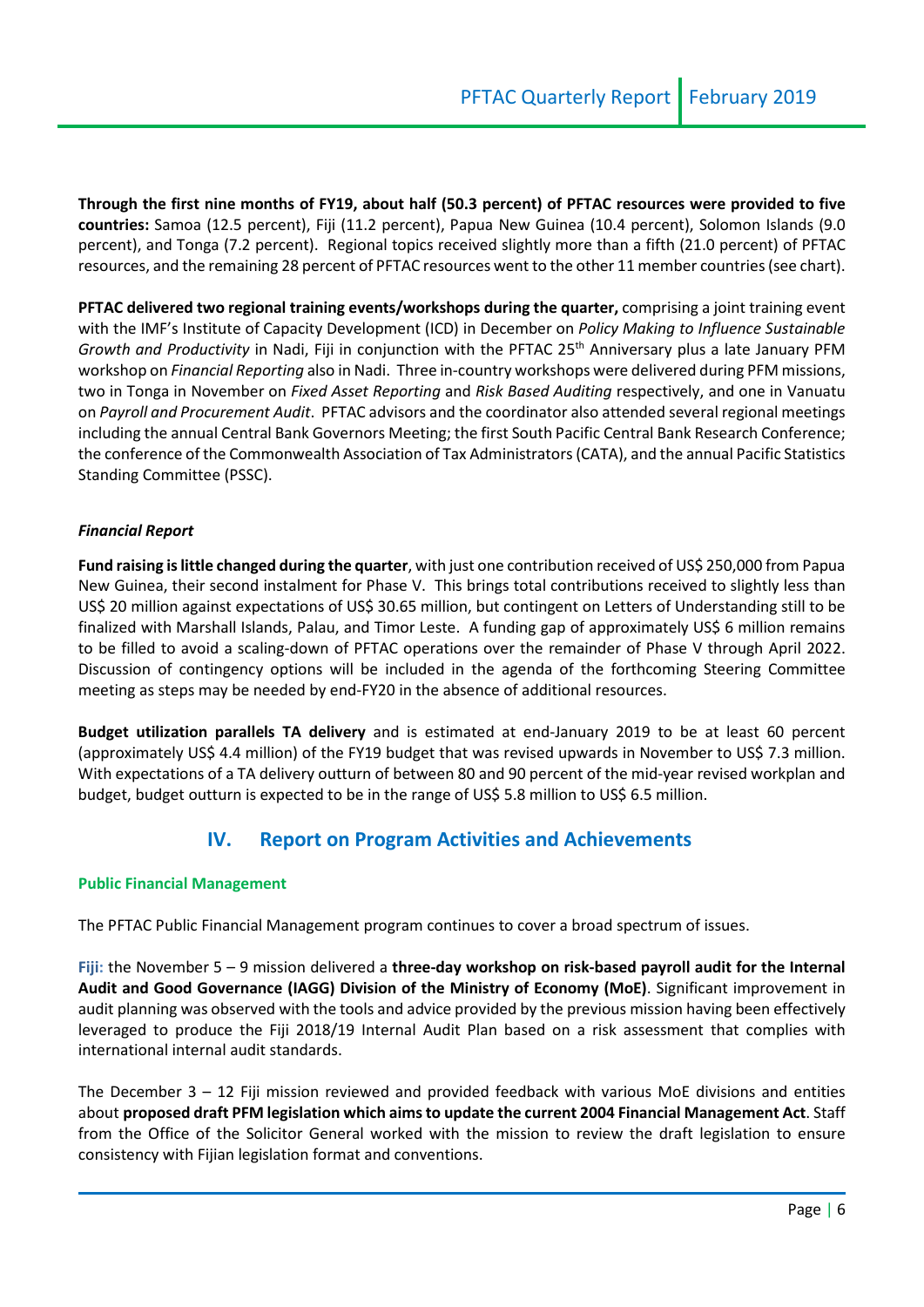**Through the first nine months of FY19, about half (50.3 percent) of PFTAC resources were provided to five countries:** Samoa (12.5 percent), Fiji (11.2 percent), Papua New Guinea (10.4 percent), Solomon Islands (9.0 percent), and Tonga (7.2 percent). Regional topics received slightly more than a fifth (21.0 percent) of PFTAC resources, and the remaining 28 percent of PFTAC resources went to the other 11 member countries (see chart).

**PFTAC delivered two regional training events/workshops during the quarter,** comprising a joint training event with the IMF's Institute of Capacity Development (ICD) in December on *Policy Making to Influence Sustainable Growth and Productivity* in Nadi, Fiji in conjunction with the PFTAC 25th Anniversary plus a late January PFM workshop on *Financial Reporting* also in Nadi. Three in-country workshops were delivered during PFM missions, two in Tonga in November on *Fixed Asset Reporting* and *Risk Based Auditing* respectively, and one in Vanuatu on *Payroll and Procurement Audit*. PFTAC advisors and the coordinator also attended several regional meetings including the annual Central Bank Governors Meeting; the first South Pacific Central Bank Research Conference; the conference of the Commonwealth Association of Tax Administrators (CATA), and the annual Pacific Statistics Standing Committee (PSSC).

***Financial Report***

**Fund raising is little changed during the quarter**, with just one contribution received of US$ 250,000 from Papua New Guinea, their second instalment for Phase V. This brings total contributions received to slightly less than US$ 20 million against expectations of US$ 30.65 million, but contingent on Letters of Understanding still to be finalized with Marshall Islands, Palau, and Timor Leste. A funding gap of approximately US$ 6 million remains to be filled to avoid a scaling-down of PFTAC operations over the remainder of Phase V through April 2022. Discussion of contingency options will be included in the agenda of the forthcoming Steering Committee meeting as steps may be needed by end-FY20 in the absence of additional resources.

**Budget utilization parallels TA delivery** and is estimated at end-January 2019 to be at least 60 percent (approximately US$ 4.4 million) of the FY19 budget that was revised upwards in November to US$ 7.3 million. With expectations of a TA delivery outturn of between 80 and 90 percent of the mid-year revised workplan and budget, budget outturn is expected to be in the range of US$ 5.8 million to US$ 6.5 million.

## IV. Report on Program Activities and Achievements

### Public Financial Management

The PFTAC Public Financial Management program continues to cover a broad spectrum of issues.

**Fiji:** the November 5 – 9 mission delivered a **three-day workshop on risk-based payroll audit for the Internal Audit and Good Governance (IAGG) Division of the Ministry of Economy (MoE)**. Significant improvement in audit planning was observed with the tools and advice provided by the previous mission having been effectively leveraged to produce the Fiji 2018/19 Internal Audit Plan based on a risk assessment that complies with international internal audit standards.

The December 3 – 12 Fiji mission reviewed and provided feedback with various MoE divisions and entities about **proposed draft PFM legislation which aims to update the current 2004 Financial Management Act**. Staff from the Office of the Solicitor General worked with the mission to review the draft legislation to ensure consistency with Fijian legislation format and conventions.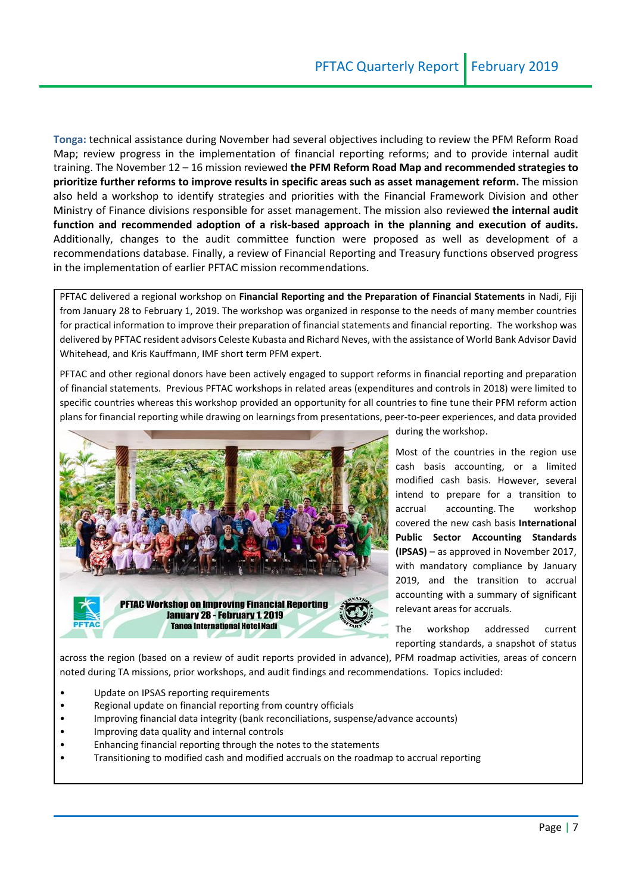**Tonga:** technical assistance during November had several objectives including to review the PFM Reform Road Map; review progress in the implementation of financial reporting reforms; and to provide internal audit training. The November 12 – 16 mission reviewed **the PFM Reform Road Map and recommended strategies to prioritize further reforms to improve results in specific areas such as asset management reform.** The mission also held a workshop to identify strategies and priorities with the Financial Framework Division and other Ministry of Finance divisions responsible for asset management. The mission also reviewed **the internal audit function and recommended adoption of a risk-based approach in the planning and execution of audits.** Additionally, changes to the audit committee function were proposed as well as development of a recommendations database. Finally, a review of Financial Reporting and Treasury functions observed progress in the implementation of earlier PFTAC mission recommendations.

PFTAC delivered a regional workshop on **Financial Reporting and the Preparation of Financial Statements** in Nadi, Fiji from January 28 to February 1, 2019. The workshop was organized in response to the needs of many member countries for practical information to improve their preparation of financial statements and financial reporting. The workshop was delivered by PFTAC resident advisors Celeste Kubasta and Richard Neves, with the assistance of World Bank Advisor David Whitehead, and Kris Kauffmann, IMF short term PFM expert.

PFTAC and other regional donors have been actively engaged to support reforms in financial reporting and preparation of financial statements. Previous PFTAC workshops in related areas (expenditures and controls in 2018) were limited to specific countries whereas this workshop provided an opportunity for all countries to fine tune their PFM reform action plans for financial reporting while drawing on learnings from presentations, peer-to-peer experiences, and data provided during the workshop.

PFTAC Workshop on Improving Financial Reporting
January 28 - February 1, 2019
Tanoa International Hotel Nadi

Most of the countries in the region use cash basis accounting, or a limited modified cash basis. However, several intend to prepare for a transition to accrual accounting. The workshop covered the new cash basis **International Public Sector Accounting Standards (IPSAS)** – as approved in November 2017, with mandatory compliance by January 2019, and the transition to accrual accounting with a summary of significant relevant areas for accruals.

The workshop addressed current reporting standards, a snapshot of status across the region (based on a review of audit reports provided in advance), PFM roadmap activities, areas of concern noted during TA missions, prior workshops, and audit findings and recommendations. Topics included:

- Update on IPSAS reporting requirements
- Regional update on financial reporting from country officials
- Improving financial data integrity (bank reconciliations, suspense/advance accounts)
- Improving data quality and internal controls
- Enhancing financial reporting through the notes to the statements
- Transitioning to modified cash and modified accruals on the roadmap to accrual reporting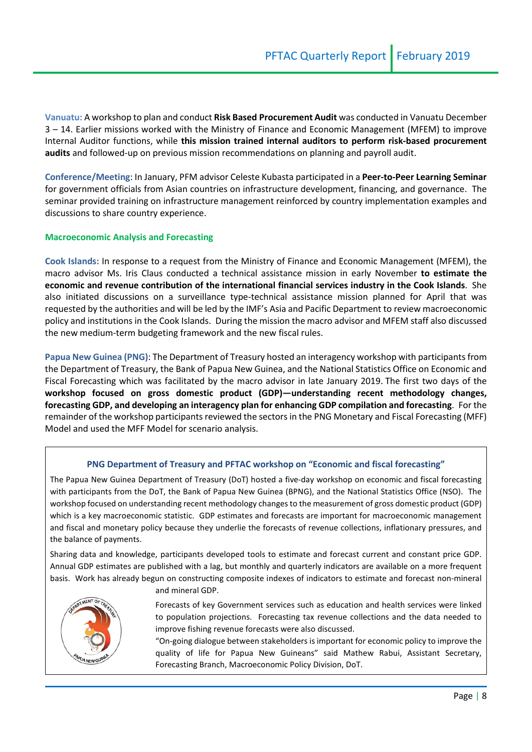**Vanuatu:** A workshop to plan and conduct **Risk Based Procurement Audit** was conducted in Vanuatu December 3 – 14. Earlier missions worked with the Ministry of Finance and Economic Management (MFEM) to improve Internal Auditor functions, while **this mission trained internal auditors to perform risk-based procurement audits** and followed-up on previous mission recommendations on planning and payroll audit.

**Conference/Meeting**: In January, PFM advisor Celeste Kubasta participated in a **Peer-to-Peer Learning Seminar** for government officials from Asian countries on infrastructure development, financing, and governance. The seminar provided training on infrastructure management reinforced by country implementation examples and discussions to share country experience.

### Macroeconomic Analysis and Forecasting

**Cook Islands:** In response to a request from the Ministry of Finance and Economic Management (MFEM), the macro advisor Ms. Iris Claus conducted a technical assistance mission in early November **to estimate the economic and revenue contribution of the international financial services industry in the Cook Islands**. She also initiated discussions on a surveillance type-technical assistance mission planned for April that was requested by the authorities and will be led by the IMF's Asia and Pacific Department to review macroeconomic policy and institutions in the Cook Islands. During the mission the macro advisor and MFEM staff also discussed the new medium-term budgeting framework and the new fiscal rules.

**Papua New Guinea (PNG)**: The Department of Treasury hosted an interagency workshop with participants from the Department of Treasury, the Bank of Papua New Guinea, and the National Statistics Office on Economic and Fiscal Forecasting which was facilitated by the macro advisor in late January 2019. The first two days of the **workshop focused on gross domestic product (GDP)—understanding recent methodology changes, forecasting GDP, and developing an interagency plan for enhancing GDP compilation and forecasting**. For the remainder of the workshop participants reviewed the sectors in the PNG Monetary and Fiscal Forecasting (MFF) Model and used the MFF Model for scenario analysis.

#### PNG Department of Treasury and PFTAC workshop on "Economic and fiscal forecasting"

The Papua New Guinea Department of Treasury (DoT) hosted a five-day workshop on economic and fiscal forecasting with participants from the DoT, the Bank of Papua New Guinea (BPNG), and the National Statistics Office (NSO). The workshop focused on understanding recent methodology changes to the measurement of gross domestic product (GDP) which is a key macroeconomic statistic. GDP estimates and forecasts are important for macroeconomic management and fiscal and monetary policy because they underlie the forecasts of revenue collections, inflationary pressures, and the balance of payments.

Sharing data and knowledge, participants developed tools to estimate and forecast current and constant price GDP. Annual GDP estimates are published with a lag, but monthly and quarterly indicators are available on a more frequent basis. Work has already begun on constructing composite indexes of indicators to estimate and forecast non-mineral and mineral GDP.

Forecasts of key Government services such as education and health services were linked to population projections. Forecasting tax revenue collections and the data needed to improve fishing revenue forecasts were also discussed.

"On-going dialogue between stakeholders is important for economic policy to improve the quality of life for Papua New Guineans" said Mathew Rabui, Assistant Secretary, Forecasting Branch, Macroeconomic Policy Division, DoT.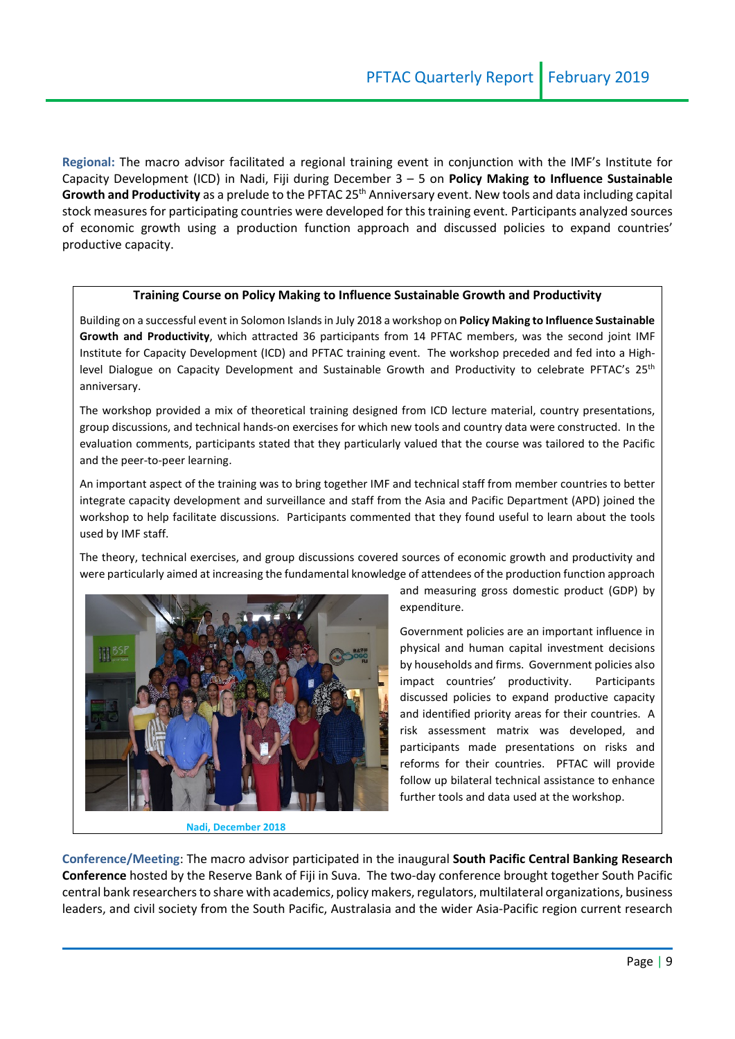**Regional:** The macro advisor facilitated a regional training event in conjunction with the IMF's Institute for Capacity Development (ICD) in Nadi, Fiji during December 3 – 5 on **Policy Making to Influence Sustainable Growth and Productivity** as a prelude to the PFTAC 25th Anniversary event. New tools and data including capital stock measures for participating countries were developed for this training event. Participants analyzed sources of economic growth using a production function approach and discussed policies to expand countries' productive capacity.

**Training Course on Policy Making to Influence Sustainable Growth and Productivity**

Building on a successful event in Solomon Islands in July 2018 a workshop on **Policy Making to Influence Sustainable Growth and Productivity**, which attracted 36 participants from 14 PFTAC members, was the second joint IMF Institute for Capacity Development (ICD) and PFTAC training event. The workshop preceded and fed into a High-level Dialogue on Capacity Development and Sustainable Growth and Productivity to celebrate PFTAC's 25th anniversary.

The workshop provided a mix of theoretical training designed from ICD lecture material, country presentations, group discussions, and technical hands-on exercises for which new tools and country data were constructed. In the evaluation comments, participants stated that they particularly valued that the course was tailored to the Pacific and the peer-to-peer learning.

An important aspect of the training was to bring together IMF and technical staff from member countries to better integrate capacity development and surveillance and staff from the Asia and Pacific Department (APD) joined the workshop to help facilitate discussions. Participants commented that they found useful to learn about the tools used by IMF staff.

The theory, technical exercises, and group discussions covered sources of economic growth and productivity and were particularly aimed at increasing the fundamental knowledge of attendees of the production function approach and measuring gross domestic product (GDP) by expenditure.

Government policies are an important influence in physical and human capital investment decisions by households and firms. Government policies also impact countries' productivity. Participants discussed policies to expand productive capacity and identified priority areas for their countries. A risk assessment matrix was developed, and participants made presentations on risks and reforms for their countries. PFTAC will provide follow up bilateral technical assistance to enhance further tools and data used at the workshop.

Nadi, December 2018

**Conference/Meeting**: The macro advisor participated in the inaugural **South Pacific Central Banking Research Conference** hosted by the Reserve Bank of Fiji in Suva. The two-day conference brought together South Pacific central bank researchers to share with academics, policy makers, regulators, multilateral organizations, business leaders, and civil society from the South Pacific, Australasia and the wider Asia-Pacific region current research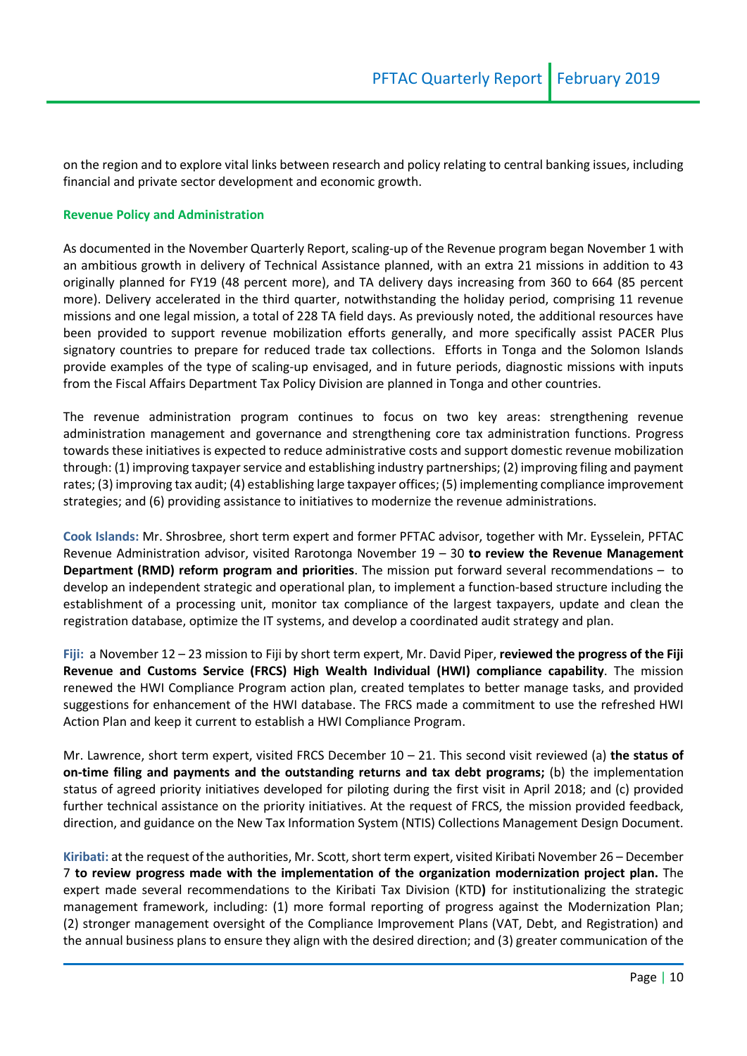on the region and to explore vital links between research and policy relating to central banking issues, including financial and private sector development and economic growth.

### Revenue Policy and Administration

As documented in the November Quarterly Report, scaling-up of the Revenue program began November 1 with an ambitious growth in delivery of Technical Assistance planned, with an extra 21 missions in addition to 43 originally planned for FY19 (48 percent more), and TA delivery days increasing from 360 to 664 (85 percent more). Delivery accelerated in the third quarter, notwithstanding the holiday period, comprising 11 revenue missions and one legal mission, a total of 228 TA field days. As previously noted, the additional resources have been provided to support revenue mobilization efforts generally, and more specifically assist PACER Plus signatory countries to prepare for reduced trade tax collections. Efforts in Tonga and the Solomon Islands provide examples of the type of scaling-up envisaged, and in future periods, diagnostic missions with inputs from the Fiscal Affairs Department Tax Policy Division are planned in Tonga and other countries.

The revenue administration program continues to focus on two key areas: strengthening revenue administration management and governance and strengthening core tax administration functions. Progress towards these initiatives is expected to reduce administrative costs and support domestic revenue mobilization through: (1) improving taxpayer service and establishing industry partnerships; (2) improving filing and payment rates; (3) improving tax audit; (4) establishing large taxpayer offices; (5) implementing compliance improvement strategies; and (6) providing assistance to initiatives to modernize the revenue administrations.

**Cook Islands:** Mr. Shrosbree, short term expert and former PFTAC advisor, together with Mr. Eysselein, PFTAC Revenue Administration advisor, visited Rarotonga November 19 – 30 **to review the Revenue Management Department (RMD) reform program and priorities**. The mission put forward several recommendations – to develop an independent strategic and operational plan, to implement a function-based structure including the establishment of a processing unit, monitor tax compliance of the largest taxpayers, update and clean the registration database, optimize the IT systems, and develop a coordinated audit strategy and plan.

**Fiji:** a November 12 – 23 mission to Fiji by short term expert, Mr. David Piper, **reviewed the progress of the Fiji Revenue and Customs Service (FRCS) High Wealth Individual (HWI) compliance capability**. The mission renewed the HWI Compliance Program action plan, created templates to better manage tasks, and provided suggestions for enhancement of the HWI database. The FRCS made a commitment to use the refreshed HWI Action Plan and keep it current to establish a HWI Compliance Program.

Mr. Lawrence, short term expert, visited FRCS December 10 – 21. This second visit reviewed (a) **the status of on-time filing and payments and the outstanding returns and tax debt programs;** (b) the implementation status of agreed priority initiatives developed for piloting during the first visit in April 2018; and (c) provided further technical assistance on the priority initiatives. At the request of FRCS, the mission provided feedback, direction, and guidance on the New Tax Information System (NTIS) Collections Management Design Document.

**Kiribati:** at the request of the authorities, Mr. Scott, short term expert, visited Kiribati November 26 – December 7 **to review progress made with the implementation of the organization modernization project plan.** The expert made several recommendations to the Kiribati Tax Division (KTD**)** for institutionalizing the strategic management framework, including: (1) more formal reporting of progress against the Modernization Plan; (2) stronger management oversight of the Compliance Improvement Plans (VAT, Debt, and Registration) and the annual business plans to ensure they align with the desired direction; and (3) greater communication of the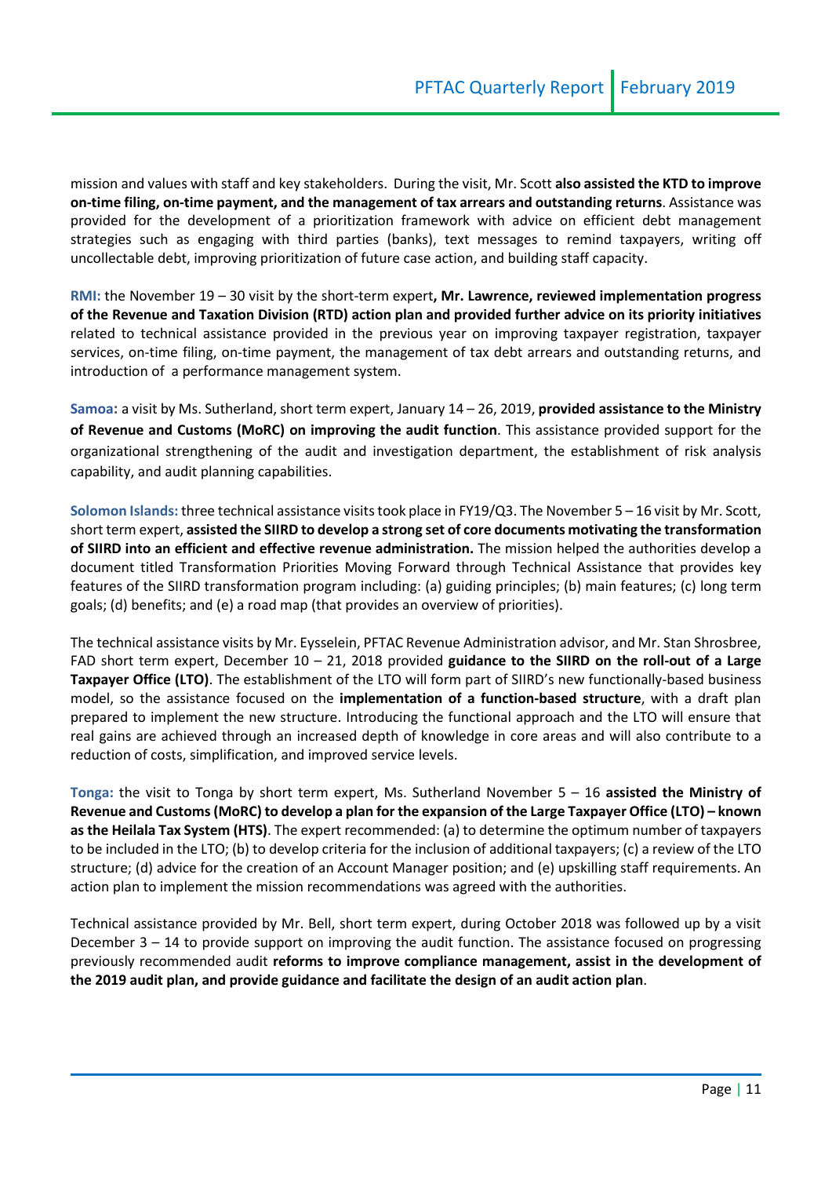mission and values with staff and key stakeholders. During the visit, Mr. Scott **also assisted the KTD to improve on-time filing, on-time payment, and the management of tax arrears and outstanding returns**. Assistance was provided for the development of a prioritization framework with advice on efficient debt management strategies such as engaging with third parties (banks), text messages to remind taxpayers, writing off uncollectable debt, improving prioritization of future case action, and building staff capacity.

**RMI:** the November 19 – 30 visit by the short-term expert**, Mr. Lawrence, reviewed implementation progress of the Revenue and Taxation Division (RTD) action plan and provided further advice on its priority initiatives** related to technical assistance provided in the previous year on improving taxpayer registration, taxpayer services, on-time filing, on-time payment, the management of tax debt arrears and outstanding returns, and introduction of a performance management system.

**Samoa:** a visit by Ms. Sutherland, short term expert, January 14 – 26, 2019, **provided assistance to the Ministry of Revenue and Customs (MoRC) on improving the audit function**. This assistance provided support for the organizational strengthening of the audit and investigation department, the establishment of risk analysis capability, and audit planning capabilities.

**Solomon Islands:** three technical assistance visits took place in FY19/Q3. The November 5 – 16 visit by Mr. Scott, short term expert, **assisted the SIIRD to develop a strong set of core documents motivating the transformation of SIIRD into an efficient and effective revenue administration.** The mission helped the authorities develop a document titled Transformation Priorities Moving Forward through Technical Assistance that provides key features of the SIIRD transformation program including: (a) guiding principles; (b) main features; (c) long term goals; (d) benefits; and (e) a road map (that provides an overview of priorities).

The technical assistance visits by Mr. Eysselein, PFTAC Revenue Administration advisor, and Mr. Stan Shrosbree, FAD short term expert, December 10 – 21, 2018 provided **guidance to the SIIRD on the roll-out of a Large Taxpayer Office (LTO)**. The establishment of the LTO will form part of SIIRD's new functionally-based business model, so the assistance focused on the **implementation of a function-based structure**, with a draft plan prepared to implement the new structure. Introducing the functional approach and the LTO will ensure that real gains are achieved through an increased depth of knowledge in core areas and will also contribute to a reduction of costs, simplification, and improved service levels.

**Tonga:** the visit to Tonga by short term expert, Ms. Sutherland November 5 – 16 **assisted the Ministry of Revenue and Customs (MoRC) to develop a plan for the expansion of the Large Taxpayer Office (LTO) – known as the Heilala Tax System (HTS)**. The expert recommended: (a) to determine the optimum number of taxpayers to be included in the LTO; (b) to develop criteria for the inclusion of additional taxpayers; (c) a review of the LTO structure; (d) advice for the creation of an Account Manager position; and (e) upskilling staff requirements. An action plan to implement the mission recommendations was agreed with the authorities.

Technical assistance provided by Mr. Bell, short term expert, during October 2018 was followed up by a visit December 3 – 14 to provide support on improving the audit function. The assistance focused on progressing previously recommended audit **reforms to improve compliance management, assist in the development of the 2019 audit plan, and provide guidance and facilitate the design of an audit action plan**.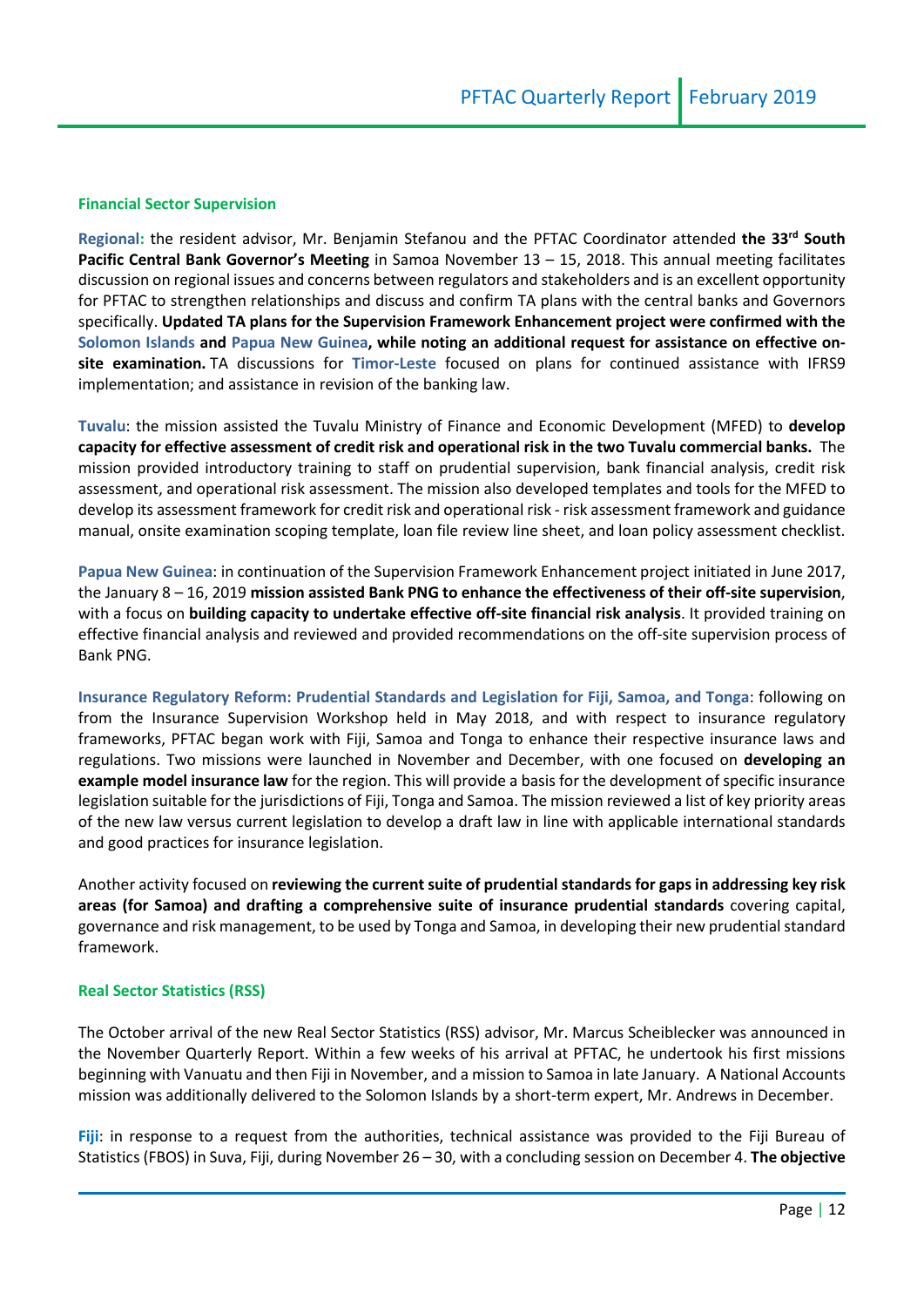## Financial Sector Supervision

**Regional:** the resident advisor, Mr. Benjamin Stefanou and the PFTAC Coordinator attended **the 33rd South Pacific Central Bank Governor's Meeting** in Samoa November 13 – 15, 2018. This annual meeting facilitates discussion on regional issues and concerns between regulators and stakeholders and is an excellent opportunity for PFTAC to strengthen relationships and discuss and confirm TA plans with the central banks and Governors specifically. **Updated TA plans for the Supervision Framework Enhancement project were confirmed with the Solomon Islands and Papua New Guinea, while noting an additional request for assistance on effective on-site examination.** TA discussions for **Timor-Leste** focused on plans for continued assistance with IFRS9 implementation; and assistance in revision of the banking law.

**Tuvalu**: the mission assisted the Tuvalu Ministry of Finance and Economic Development (MFED) to **develop capacity for effective assessment of credit risk and operational risk in the two Tuvalu commercial banks.** The mission provided introductory training to staff on prudential supervision, bank financial analysis, credit risk assessment, and operational risk assessment. The mission also developed templates and tools for the MFED to develop its assessment framework for credit risk and operational risk - risk assessment framework and guidance manual, onsite examination scoping template, loan file review line sheet, and loan policy assessment checklist.

**Papua New Guinea**: in continuation of the Supervision Framework Enhancement project initiated in June 2017, the January 8 – 16, 2019 **mission assisted Bank PNG to enhance the effectiveness of their off-site supervision**, with a focus on **building capacity to undertake effective off-site financial risk analysis**. It provided training on effective financial analysis and reviewed and provided recommendations on the off-site supervision process of Bank PNG.

**Insurance Regulatory Reform: Prudential Standards and Legislation for Fiji, Samoa, and Tonga**: following on from the Insurance Supervision Workshop held in May 2018, and with respect to insurance regulatory frameworks, PFTAC began work with Fiji, Samoa and Tonga to enhance their respective insurance laws and regulations. Two missions were launched in November and December, with one focused on **developing an example model insurance law** for the region. This will provide a basis for the development of specific insurance legislation suitable for the jurisdictions of Fiji, Tonga and Samoa. The mission reviewed a list of key priority areas of the new law versus current legislation to develop a draft law in line with applicable international standards and good practices for insurance legislation.

Another activity focused on **reviewing the current suite of prudential standards for gaps in addressing key risk areas (for Samoa) and drafting a comprehensive suite of insurance prudential standards** covering capital, governance and risk management, to be used by Tonga and Samoa, in developing their new prudential standard framework.

## Real Sector Statistics (RSS)

The October arrival of the new Real Sector Statistics (RSS) advisor, Mr. Marcus Scheiblecker was announced in the November Quarterly Report. Within a few weeks of his arrival at PFTAC, he undertook his first missions beginning with Vanuatu and then Fiji in November, and a mission to Samoa in late January. A National Accounts mission was additionally delivered to the Solomon Islands by a short-term expert, Mr. Andrews in December.

**Fiji**: in response to a request from the authorities, technical assistance was provided to the Fiji Bureau of Statistics (FBOS) in Suva, Fiji, during November 26 – 30, with a concluding session on December 4. **The objective**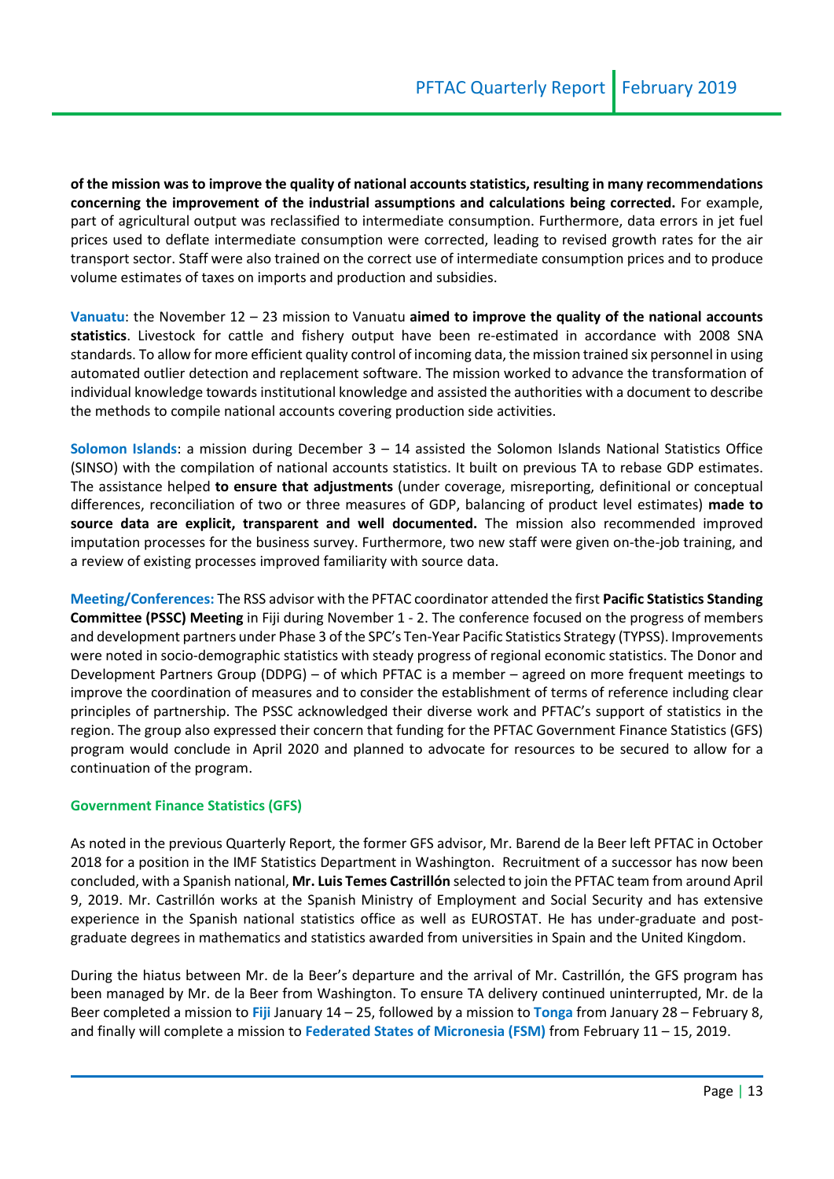**of the mission was to improve the quality of national accounts statistics, resulting in many recommendations concerning the improvement of the industrial assumptions and calculations being corrected.** For example, part of agricultural output was reclassified to intermediate consumption. Furthermore, data errors in jet fuel prices used to deflate intermediate consumption were corrected, leading to revised growth rates for the air transport sector. Staff were also trained on the correct use of intermediate consumption prices and to produce volume estimates of taxes on imports and production and subsidies.

**Vanuatu**: the November 12 – 23 mission to Vanuatu **aimed to improve the quality of the national accounts statistics**. Livestock for cattle and fishery output have been re-estimated in accordance with 2008 SNA standards. To allow for more efficient quality control of incoming data, the mission trained six personnel in using automated outlier detection and replacement software. The mission worked to advance the transformation of individual knowledge towards institutional knowledge and assisted the authorities with a document to describe the methods to compile national accounts covering production side activities.

**Solomon Islands**: a mission during December 3 – 14 assisted the Solomon Islands National Statistics Office (SINSO) with the compilation of national accounts statistics. It built on previous TA to rebase GDP estimates. The assistance helped **to ensure that adjustments** (under coverage, misreporting, definitional or conceptual differences, reconciliation of two or three measures of GDP, balancing of product level estimates) **made to source data are explicit, transparent and well documented.** The mission also recommended improved imputation processes for the business survey. Furthermore, two new staff were given on-the-job training, and a review of existing processes improved familiarity with source data.

**Meeting/Conferences:** The RSS advisor with the PFTAC coordinator attended the first **Pacific Statistics Standing Committee (PSSC) Meeting** in Fiji during November 1 - 2. The conference focused on the progress of members and development partners under Phase 3 of the SPC's Ten-Year Pacific Statistics Strategy (TYPSS). Improvements were noted in socio-demographic statistics with steady progress of regional economic statistics. The Donor and Development Partners Group (DDPG) – of which PFTAC is a member – agreed on more frequent meetings to improve the coordination of measures and to consider the establishment of terms of reference including clear principles of partnership. The PSSC acknowledged their diverse work and PFTAC's support of statistics in the region. The group also expressed their concern that funding for the PFTAC Government Finance Statistics (GFS) program would conclude in April 2020 and planned to advocate for resources to be secured to allow for a continuation of the program.

### Government Finance Statistics (GFS)

As noted in the previous Quarterly Report, the former GFS advisor, Mr. Barend de la Beer left PFTAC in October 2018 for a position in the IMF Statistics Department in Washington. Recruitment of a successor has now been concluded, with a Spanish national, **Mr. Luis Temes Castrillón** selected to join the PFTAC team from around April 9, 2019. Mr. Castrillón works at the Spanish Ministry of Employment and Social Security and has extensive experience in the Spanish national statistics office as well as EUROSTAT. He has under-graduate and post-graduate degrees in mathematics and statistics awarded from universities in Spain and the United Kingdom.

During the hiatus between Mr. de la Beer's departure and the arrival of Mr. Castrillón, the GFS program has been managed by Mr. de la Beer from Washington. To ensure TA delivery continued uninterrupted, Mr. de la Beer completed a mission to **Fiji** January 14 – 25, followed by a mission to **Tonga** from January 28 – February 8, and finally will complete a mission to **Federated States of Micronesia (FSM)** from February 11 – 15, 2019.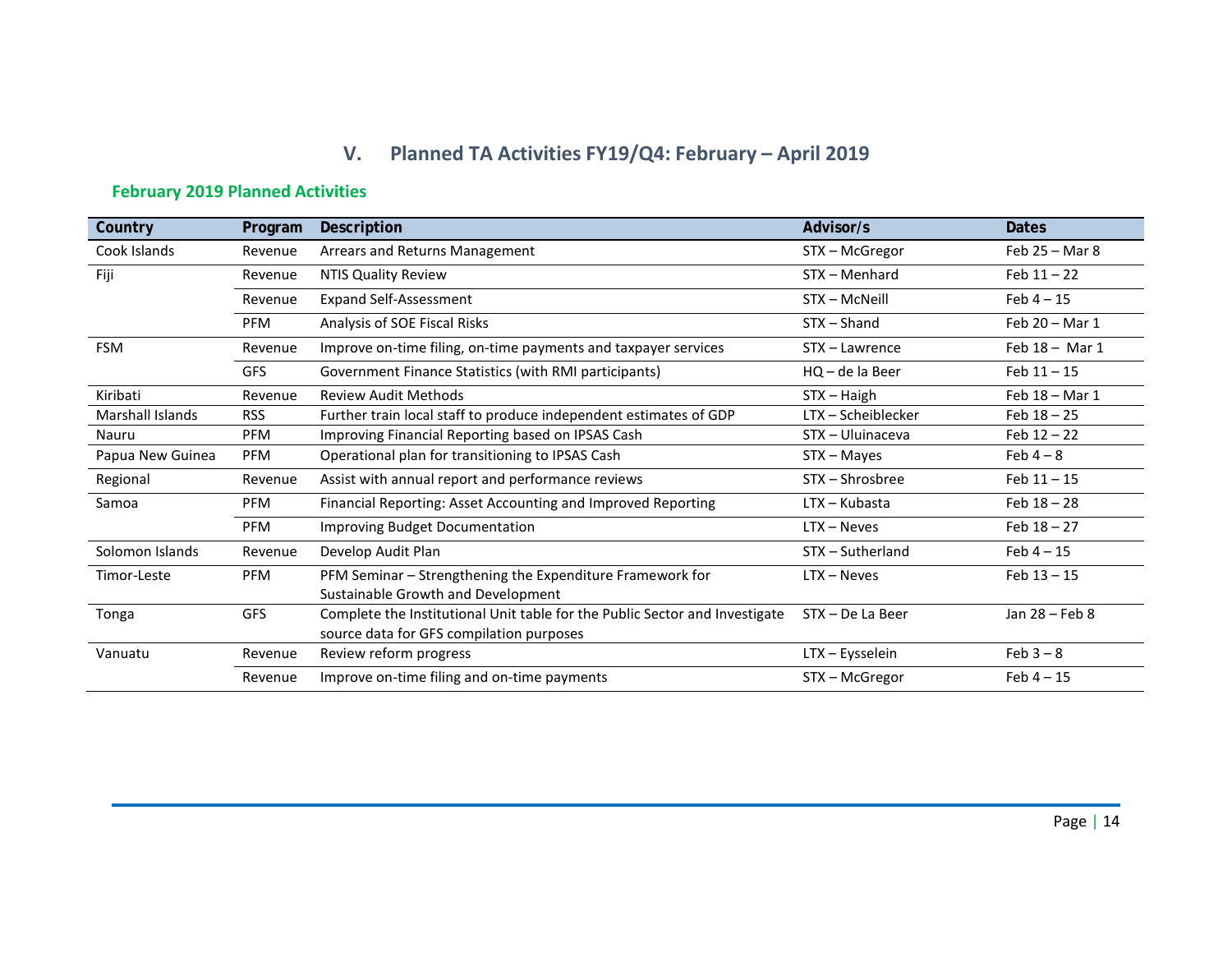# V. Planned TA Activities FY19/Q4: February – April 2019

## February 2019 Planned Activities

| Country | Program | Description | Advisor/s | Dates |
|---|---|---|---|---|
| Cook Islands | Revenue | Arrears and Returns Management | STX – McGregor | Feb 25 – Mar 8 |
| Fiji | Revenue | NTIS Quality Review | STX – Menhard | Feb 11 – 22 |
| | Revenue | Expand Self-Assessment | STX – McNeill | Feb 4 – 15 |
| | PFM | Analysis of SOE Fiscal Risks | STX – Shand | Feb 20 – Mar 1 |
| FSM | Revenue | Improve on-time filing, on-time payments and taxpayer services | STX – Lawrence | Feb 18 – Mar 1 |
| | GFS | Government Finance Statistics (with RMI participants) | HQ – de la Beer | Feb 11 – 15 |
| Kiribati | Revenue | Review Audit Methods | STX – Haigh | Feb 18 – Mar 1 |
| Marshall Islands | RSS | Further train local staff to produce independent estimates of GDP | LTX – Scheiblecker | Feb 18 – 25 |
| Nauru | PFM | Improving Financial Reporting based on IPSAS Cash | STX – Uluinaceva | Feb 12 – 22 |
| Papua New Guinea | PFM | Operational plan for transitioning to IPSAS Cash | STX – Mayes | Feb 4 – 8 |
| Regional | Revenue | Assist with annual report and performance reviews | STX – Shrosbree | Feb 11 – 15 |
| Samoa | PFM | Financial Reporting: Asset Accounting and Improved Reporting | LTX – Kubasta | Feb 18 – 28 |
| | PFM | Improving Budget Documentation | LTX – Neves | Feb 18 – 27 |
| Solomon Islands | Revenue | Develop Audit Plan | STX – Sutherland | Feb 4 – 15 |
| Timor-Leste | PFM | PFM Seminar – Strengthening the Expenditure Framework for Sustainable Growth and Development | LTX – Neves | Feb 13 – 15 |
| Tonga | GFS | Complete the Institutional Unit table for the Public Sector and Investigate source data for GFS compilation purposes | STX – De La Beer | Jan 28 – Feb 8 |
| Vanuatu | Revenue | Review reform progress | LTX – Eysselein | Feb 3 – 8 |
| | Revenue | Improve on-time filing and on-time payments | STX – McGregor | Feb 4 – 15 |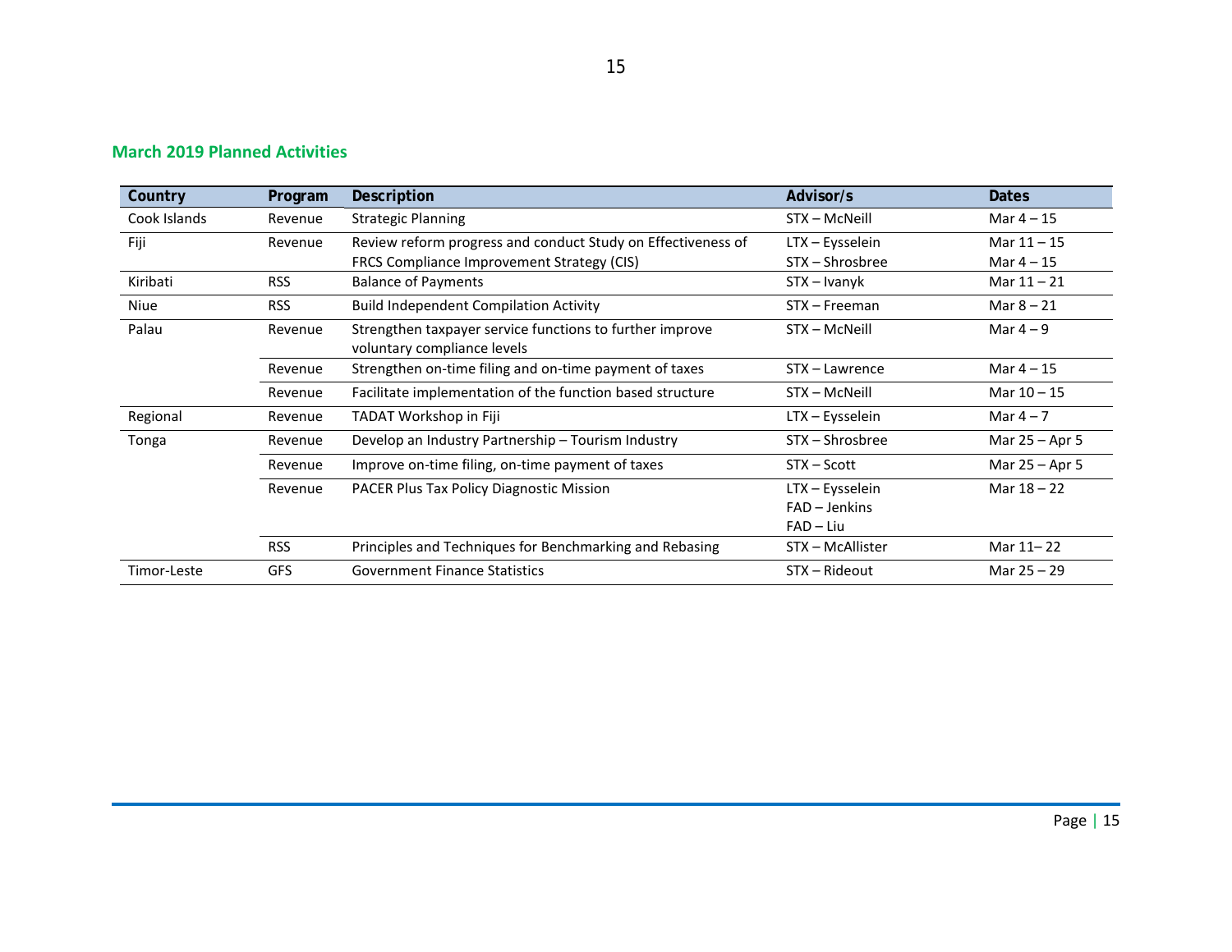## March 2019 Planned Activities

| Country | Program | Description | Advisor/s | Dates |
|---|---|---|---|---|
| Cook Islands | Revenue | Strategic Planning | STX – McNeill | Mar 4 – 15 |
| Fiji | Revenue | Review reform progress and conduct Study on Effectiveness of FRCS Compliance Improvement Strategy (CIS) | LTX – Eysselein<br>STX – Shrosbree | Mar 11 – 15<br>Mar 4 – 15 |
| Kiribati | RSS | Balance of Payments | STX – Ivanyk | Mar 11 – 21 |
| Niue | RSS | Build Independent Compilation Activity | STX – Freeman | Mar 8 – 21 |
| Palau | Revenue | Strengthen taxpayer service functions to further improve voluntary compliance levels | STX – McNeill | Mar 4 – 9 |
| | Revenue | Strengthen on-time filing and on-time payment of taxes | STX – Lawrence | Mar 4 – 15 |
| | Revenue | Facilitate implementation of the function based structure | STX – McNeill | Mar 10 – 15 |
| Regional | Revenue | TADAT Workshop in Fiji | LTX – Eysselein | Mar 4 – 7 |
| Tonga | Revenue | Develop an Industry Partnership – Tourism Industry | STX – Shrosbree | Mar 25 – Apr 5 |
| | Revenue | Improve on-time filing, on-time payment of taxes | STX – Scott | Mar 25 – Apr 5 |
| | Revenue | PACER Plus Tax Policy Diagnostic Mission | LTX – Eysselein<br>FAD – Jenkins<br>FAD – Liu | Mar 18 – 22 |
| | RSS | Principles and Techniques for Benchmarking and Rebasing | STX – McAllister | Mar 11– 22 |
| Timor-Leste | GFS | Government Finance Statistics | STX – Rideout | Mar 25 – 29 |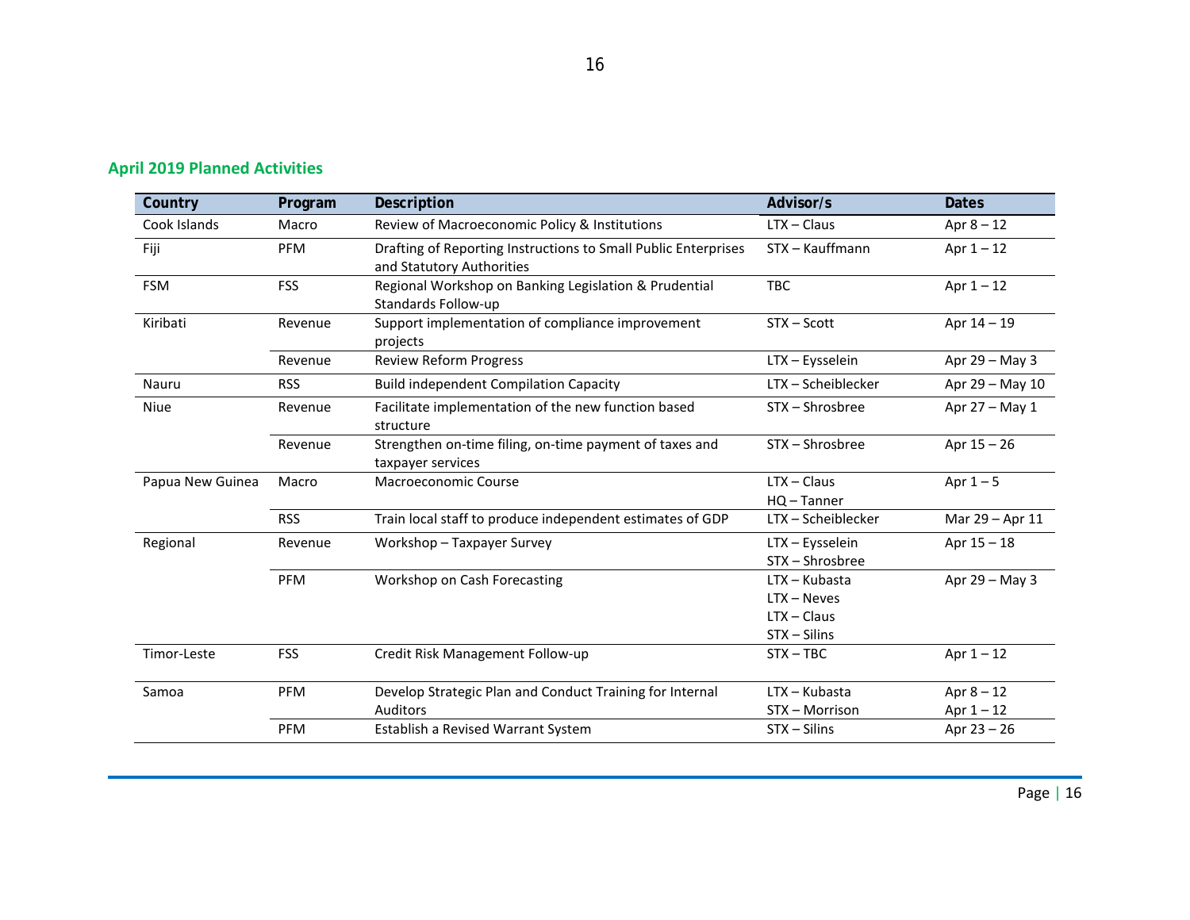## April 2019 Planned Activities

| Country | Program | Description | Advisor/s | Dates |
|---|---|---|---|---|
| Cook Islands | Macro | Review of Macroeconomic Policy & Institutions | LTX – Claus | Apr 8 – 12 |
| Fiji | PFM | Drafting of Reporting Instructions to Small Public Enterprises and Statutory Authorities | STX – Kauffmann | Apr 1 – 12 |
| FSM | FSS | Regional Workshop on Banking Legislation & Prudential Standards Follow-up | TBC | Apr 1 – 12 |
| Kiribati | Revenue | Support implementation of compliance improvement projects | STX – Scott | Apr 14 – 19 |
| | Revenue | Review Reform Progress | LTX – Eysselein | Apr 29 – May 3 |
| Nauru | RSS | Build independent Compilation Capacity | LTX – Scheiblecker | Apr 29 – May 10 |
| Niue | Revenue | Facilitate implementation of the new function based structure | STX – Shrosbree | Apr 27 – May 1 |
| | Revenue | Strengthen on-time filing, on-time payment of taxes and taxpayer services | STX – Shrosbree | Apr 15 – 26 |
| Papua New Guinea | Macro | Macroeconomic Course | LTX – Claus<br>HQ – Tanner | Apr 1 – 5 |
| | RSS | Train local staff to produce independent estimates of GDP | LTX – Scheiblecker | Mar 29 – Apr 11 |
| Regional | Revenue | Workshop – Taxpayer Survey | LTX – Eysselein<br>STX – Shrosbree | Apr 15 – 18 |
| | PFM | Workshop on Cash Forecasting | LTX – Kubasta<br>LTX – Neves<br>LTX – Claus<br>STX – Silins | Apr 29 – May 3 |
| Timor-Leste | FSS | Credit Risk Management Follow-up | STX – TBC | Apr 1 – 12 |
| Samoa | PFM | Develop Strategic Plan and Conduct Training for Internal Auditors | LTX – Kubasta<br>STX – Morrison | Apr 8 – 12<br>Apr 1 – 12 |
| | PFM | Establish a Revised Warrant System | STX – Silins | Apr 23 – 26 |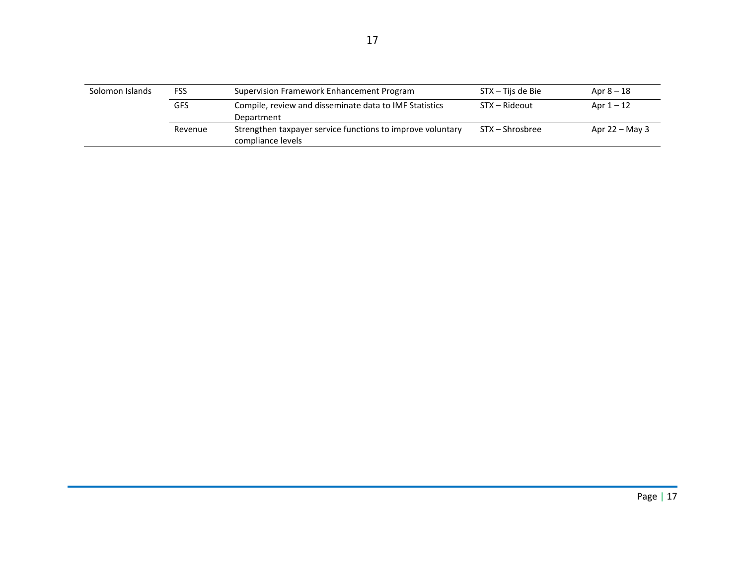| | | | | |
|---|---|---|---|---|
| Solomon Islands | FSS | Supervision Framework Enhancement Program | STX – Tijs de Bie | Apr 8 – 18 |
| | GFS | Compile, review and disseminate data to IMF Statistics Department | STX – Rideout | Apr 1 – 12 |
| | Revenue | Strengthen taxpayer service functions to improve voluntary compliance levels | STX – Shrosbree | Apr 22 – May 3 |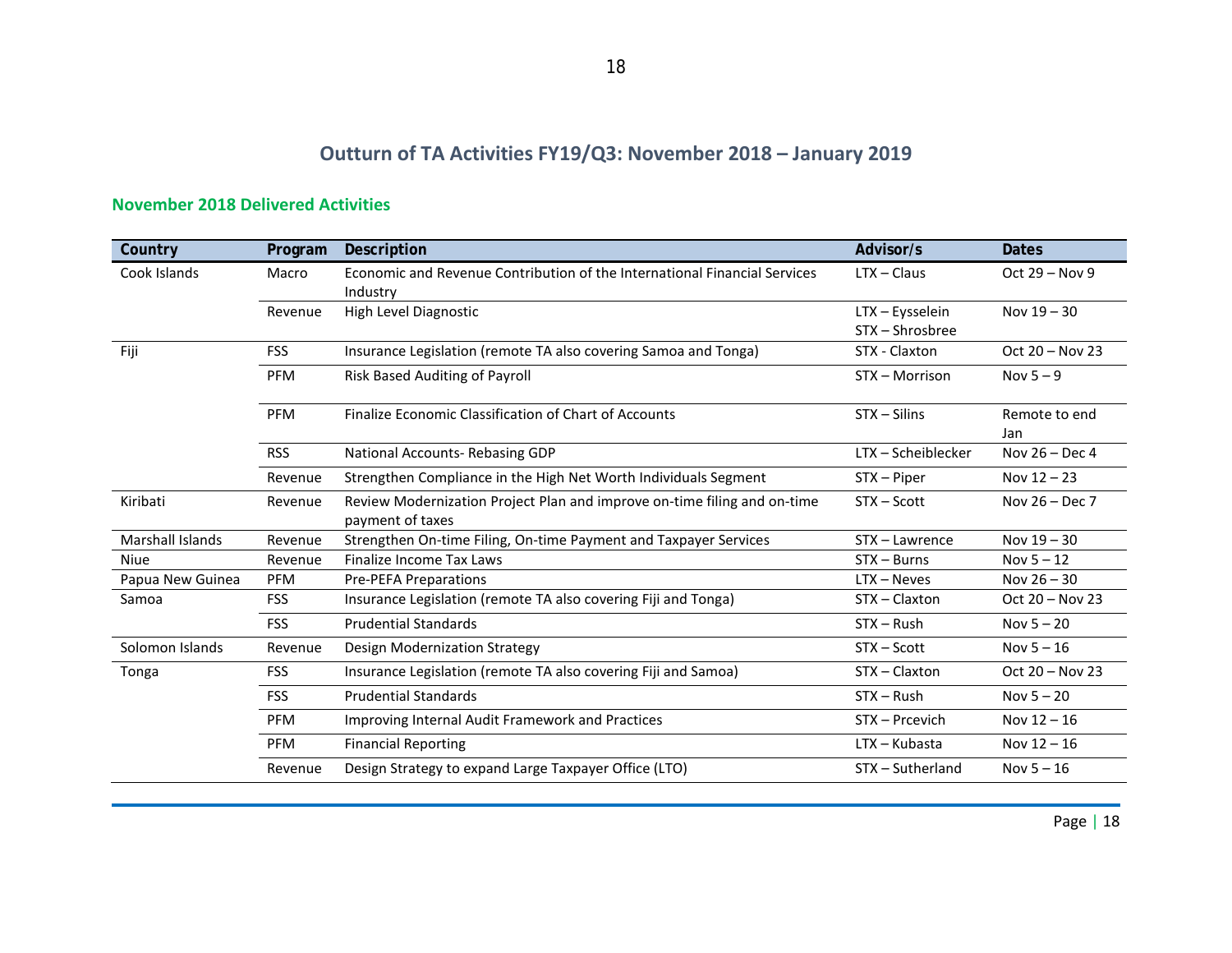## Outturn of TA Activities FY19/Q3: November 2018 – January 2019

### November 2018 Delivered Activities

| Country | Program | Description | Advisor/s | Dates |
|---|---|---|---|---|
| Cook Islands | Macro | Economic and Revenue Contribution of the International Financial Services Industry | LTX – Claus | Oct 29 – Nov 9 |
| | Revenue | High Level Diagnostic | LTX – Eysselein<br>STX – Shrosbree | Nov 19 – 30 |
| Fiji | FSS | Insurance Legislation (remote TA also covering Samoa and Tonga) | STX - Claxton | Oct 20 – Nov 23 |
| | PFM | Risk Based Auditing of Payroll | STX – Morrison | Nov 5 – 9 |
| | PFM | Finalize Economic Classification of Chart of Accounts | STX – Silins | Remote to end Jan |
| | RSS | National Accounts- Rebasing GDP | LTX – Scheiblecker | Nov 26 – Dec 4 |
| | Revenue | Strengthen Compliance in the High Net Worth Individuals Segment | STX – Piper | Nov 12 – 23 |
| Kiribati | Revenue | Review Modernization Project Plan and improve on-time filing and on-time payment of taxes | STX – Scott | Nov 26 – Dec 7 |
| Marshall Islands | Revenue | Strengthen On-time Filing, On-time Payment and Taxpayer Services | STX – Lawrence | Nov 19 – 30 |
| Niue | Revenue | Finalize Income Tax Laws | STX – Burns | Nov 5 – 12 |
| Papua New Guinea | PFM | Pre-PEFA Preparations | LTX – Neves | Nov 26 – 30 |
| Samoa | FSS | Insurance Legislation (remote TA also covering Fiji and Tonga) | STX – Claxton | Oct 20 – Nov 23 |
| | FSS | Prudential Standards | STX – Rush | Nov 5 – 20 |
| Solomon Islands | Revenue | Design Modernization Strategy | STX – Scott | Nov 5 – 16 |
| Tonga | FSS | Insurance Legislation (remote TA also covering Fiji and Samoa) | STX – Claxton | Oct 20 – Nov 23 |
| | FSS | Prudential Standards | STX – Rush | Nov 5 – 20 |
| | PFM | Improving Internal Audit Framework and Practices | STX – Prcevich | Nov 12 – 16 |
| | PFM | Financial Reporting | LTX – Kubasta | Nov 12 – 16 |
| | Revenue | Design Strategy to expand Large Taxpayer Office (LTO) | STX – Sutherland | Nov 5 – 16 |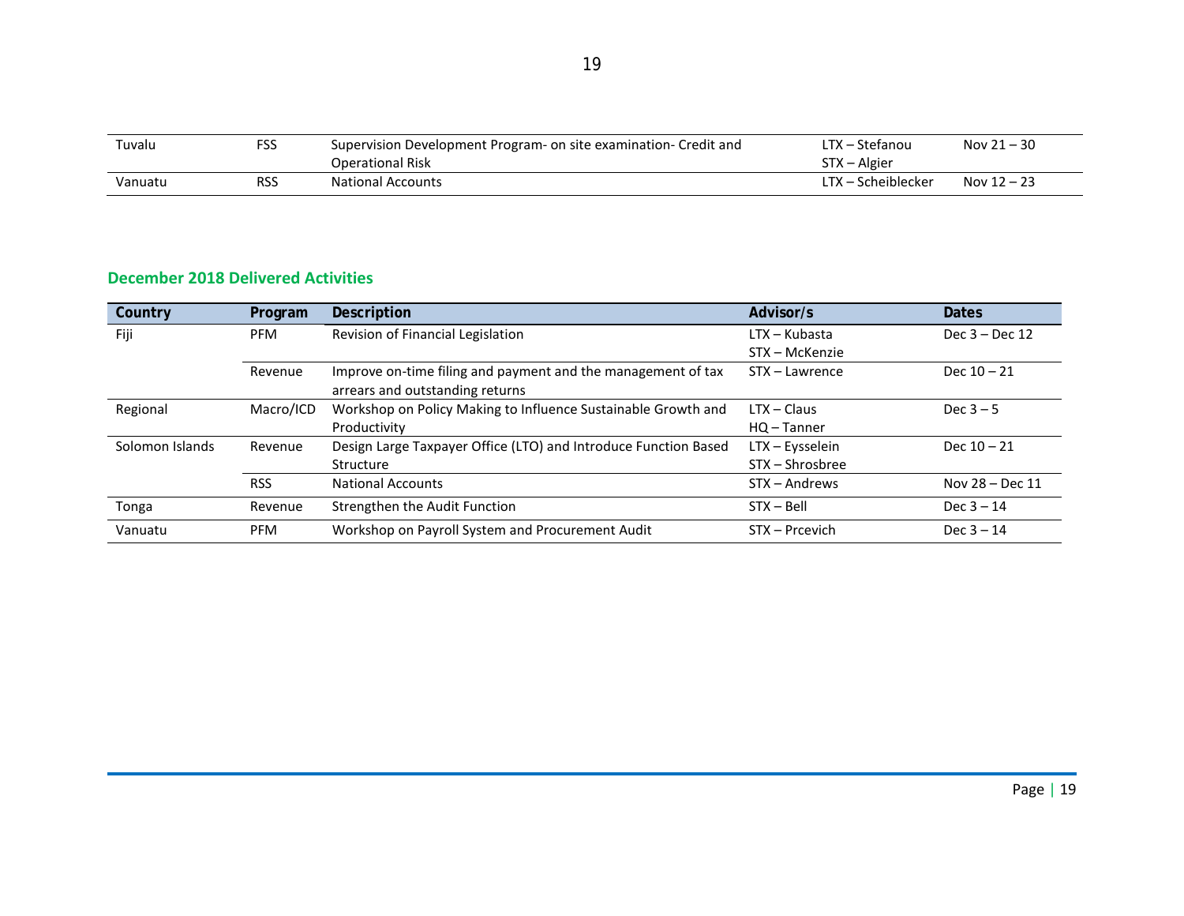| Tuvalu | FSS | Supervision Development Program- on site examination- Credit and Operational Risk | LTX – Stefanou<br>STX – Algier | Nov 21 – 30 |
|---|---|---|---|---|
| Vanuatu | RSS | National Accounts | LTX – Scheiblecker | Nov 12 – 23 |

## December 2018 Delivered Activities

| Country | Program | Description | Advisor/s | Dates |
|---|---|---|---|---|
| Fiji | PFM | Revision of Financial Legislation | LTX – Kubasta<br>STX – McKenzie | Dec 3 – Dec 12 |
| | Revenue | Improve on-time filing and payment and the management of tax arrears and outstanding returns | STX – Lawrence | Dec 10 – 21 |
| Regional | Macro/ICD | Workshop on Policy Making to Influence Sustainable Growth and Productivity | LTX – Claus<br>HQ – Tanner | Dec 3 – 5 |
| Solomon Islands | Revenue | Design Large Taxpayer Office (LTO) and Introduce Function Based Structure | LTX – Eysselein<br>STX – Shrosbree | Dec 10 – 21 |
| | RSS | National Accounts | STX – Andrews | Nov 28 – Dec 11 |
| Tonga | Revenue | Strengthen the Audit Function | STX – Bell | Dec 3 – 14 |
| Vanuatu | PFM | Workshop on Payroll System and Procurement Audit | STX – Prcevich | Dec 3 – 14 |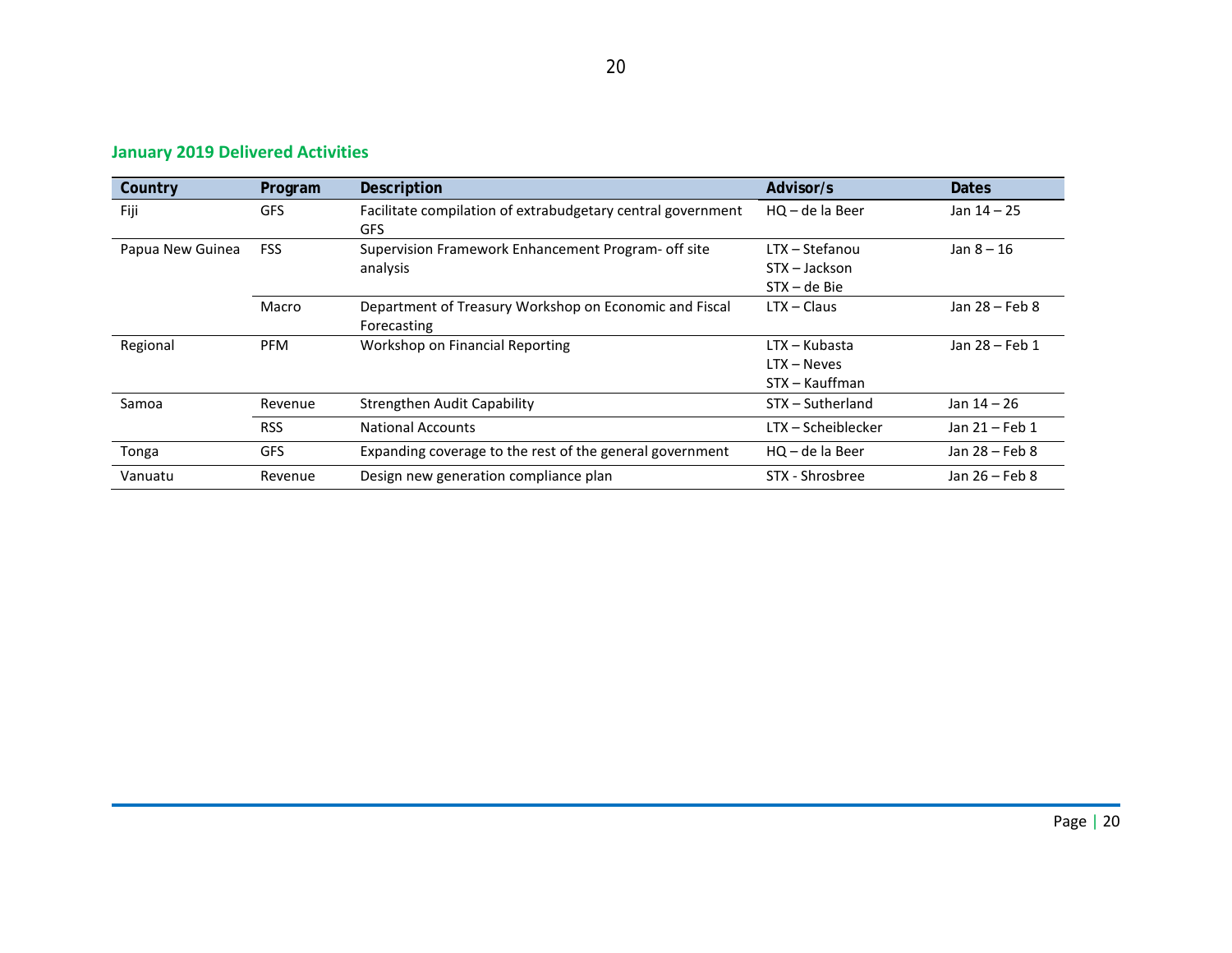## January 2019 Delivered Activities

| Country | Program | Description | Advisor/s | Dates |
|---|---|---|---|---|
| Fiji | GFS | Facilitate compilation of extrabudgetary central government GFS | HQ – de la Beer | Jan 14 – 25 |
| Papua New Guinea | FSS | Supervision Framework Enhancement Program- off site analysis | LTX – Stefanou<br>STX – Jackson<br>STX – de Bie | Jan 8 – 16 |
| | Macro | Department of Treasury Workshop on Economic and Fiscal Forecasting | LTX – Claus | Jan 28 – Feb 8 |
| Regional | PFM | Workshop on Financial Reporting | LTX – Kubasta<br>LTX – Neves<br>STX – Kauffman | Jan 28 – Feb 1 |
| Samoa | Revenue | Strengthen Audit Capability | STX – Sutherland | Jan 14 – 26 |
| | RSS | National Accounts | LTX – Scheiblecker | Jan 21 – Feb 1 |
| Tonga | GFS | Expanding coverage to the rest of the general government | HQ – de la Beer | Jan 28 – Feb 8 |
| Vanuatu | Revenue | Design new generation compliance plan | STX - Shrosbree | Jan 26 – Feb 8 |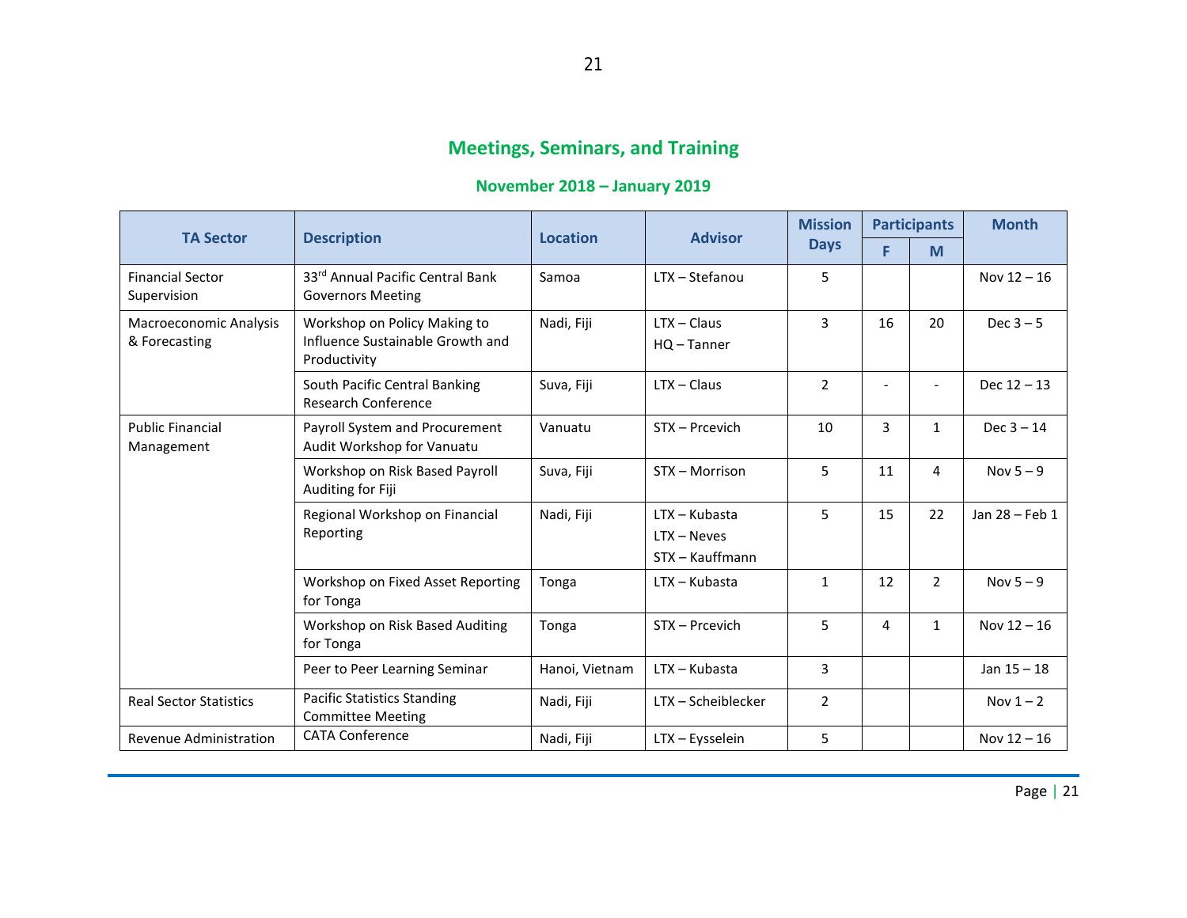## Meetings, Seminars, and Training

### November 2018 – January 2019

| TA Sector | Description | Location | Advisor | Mission Days | Participants | | Month |
|---|---|---|---|---|---|---|---|
| | | | | | F | M | |
| Financial Sector Supervision | 33rd Annual Pacific Central Bank Governors Meeting | Samoa | LTX – Stefanou | 5 | | | Nov 12 – 16 |
| Macroeconomic Analysis & Forecasting | Workshop on Policy Making to Influence Sustainable Growth and Productivity | Nadi, Fiji | LTX – Claus<br>HQ – Tanner | 3 | 16 | 20 | Dec 3 – 5 |
| | South Pacific Central Banking Research Conference | Suva, Fiji | LTX – Claus | 2 | - | - | Dec 12 – 13 |
| Public Financial Management | Payroll System and Procurement Audit Workshop for Vanuatu | Vanuatu | STX – Prcevich | 10 | 3 | 1 | Dec 3 – 14 |
| | Workshop on Risk Based Payroll Auditing for Fiji | Suva, Fiji | STX – Morrison | 5 | 11 | 4 | Nov 5 – 9 |
| | Regional Workshop on Financial Reporting | Nadi, Fiji | LTX – Kubasta<br>LTX – Neves<br>STX – Kauffmann | 5 | 15 | 22 | Jan 28 – Feb 1 |
| | Workshop on Fixed Asset Reporting for Tonga | Tonga | LTX – Kubasta | 1 | 12 | 2 | Nov 5 – 9 |
| | Workshop on Risk Based Auditing for Tonga | Tonga | STX – Prcevich | 5 | 4 | 1 | Nov 12 – 16 |
| | Peer to Peer Learning Seminar | Hanoi, Vietnam | LTX – Kubasta | 3 | | | Jan 15 – 18 |
| Real Sector Statistics | Pacific Statistics Standing Committee Meeting | Nadi, Fiji | LTX – Scheiblecker | 2 | | | Nov 1 – 2 |
| Revenue Administration | CATA Conference | Nadi, Fiji | LTX – Eysselein | 5 | | | Nov 12 – 16 |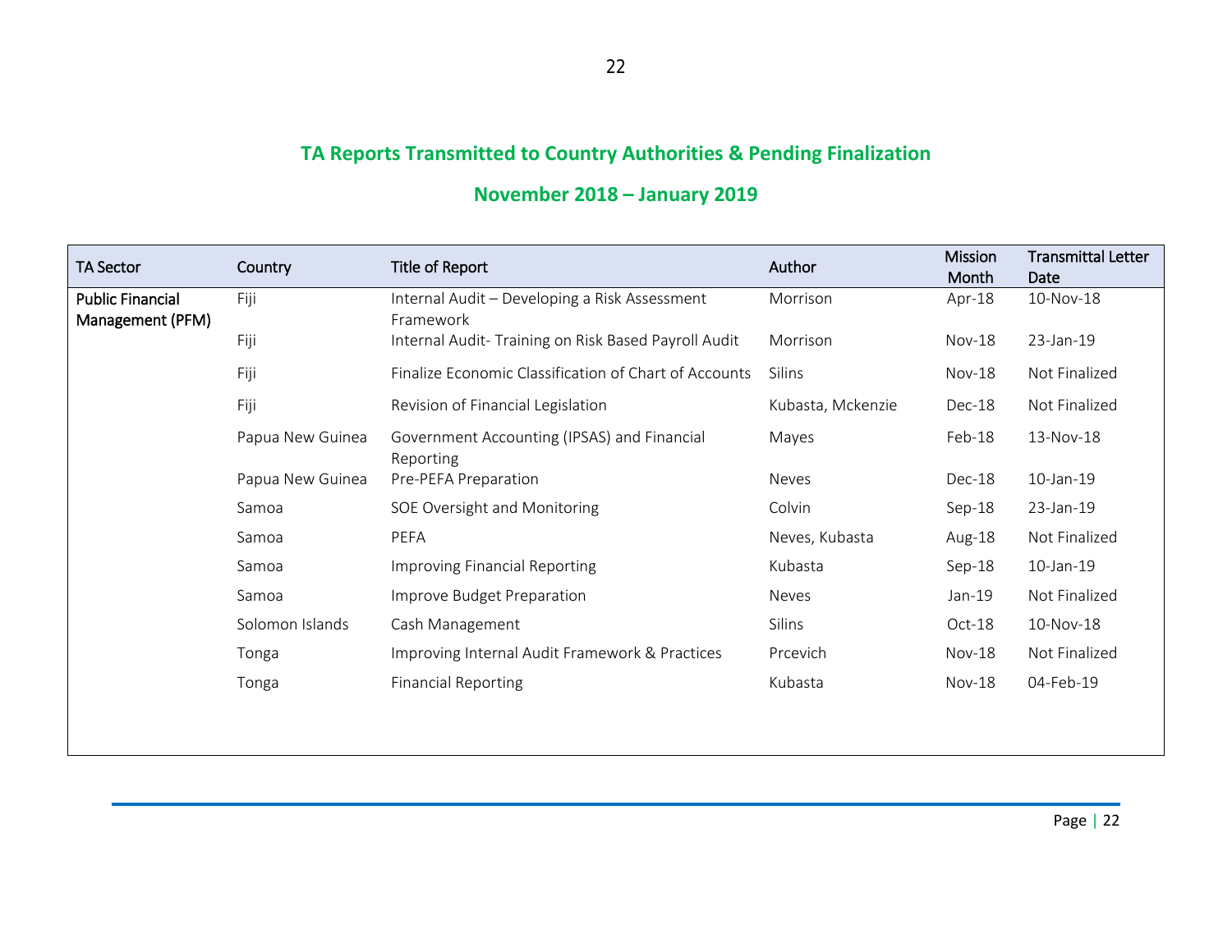## TA Reports Transmitted to Country Authorities & Pending Finalization

## November 2018 – January 2019

| TA Sector | Country | Title of Report | Author | Mission Month | Transmittal Letter Date |
|---|---|---|---|---|---|
| **Public Financial Management (PFM)** | Fiji | Internal Audit – Developing a Risk Assessment Framework | Morrison | Apr-18 | 10-Nov-18 |
| | Fiji | Internal Audit- Training on Risk Based Payroll Audit | Morrison | Nov-18 | 23-Jan-19 |
| | Fiji | Finalize Economic Classification of Chart of Accounts | Silins | Nov-18 | Not Finalized |
| | Fiji | Revision of Financial Legislation | Kubasta, Mckenzie | Dec-18 | Not Finalized |
| | Papua New Guinea | Government Accounting (IPSAS) and Financial Reporting | Mayes | Feb-18 | 13-Nov-18 |
| | Papua New Guinea | Pre-PEFA Preparation | Neves | Dec-18 | 10-Jan-19 |
| | Samoa | SOE Oversight and Monitoring | Colvin | Sep-18 | 23-Jan-19 |
| | Samoa | PEFA | Neves, Kubasta | Aug-18 | Not Finalized |
| | Samoa | Improving Financial Reporting | Kubasta | Sep-18 | 10-Jan-19 |
| | Samoa | Improve Budget Preparation | Neves | Jan-19 | Not Finalized |
| | Solomon Islands | Cash Management | Silins | Oct-18 | 10-Nov-18 |
| | Tonga | Improving Internal Audit Framework & Practices | Prcevich | Nov-18 | Not Finalized |
| | Tonga | Financial Reporting | Kubasta | Nov-18 | 04-Feb-19 |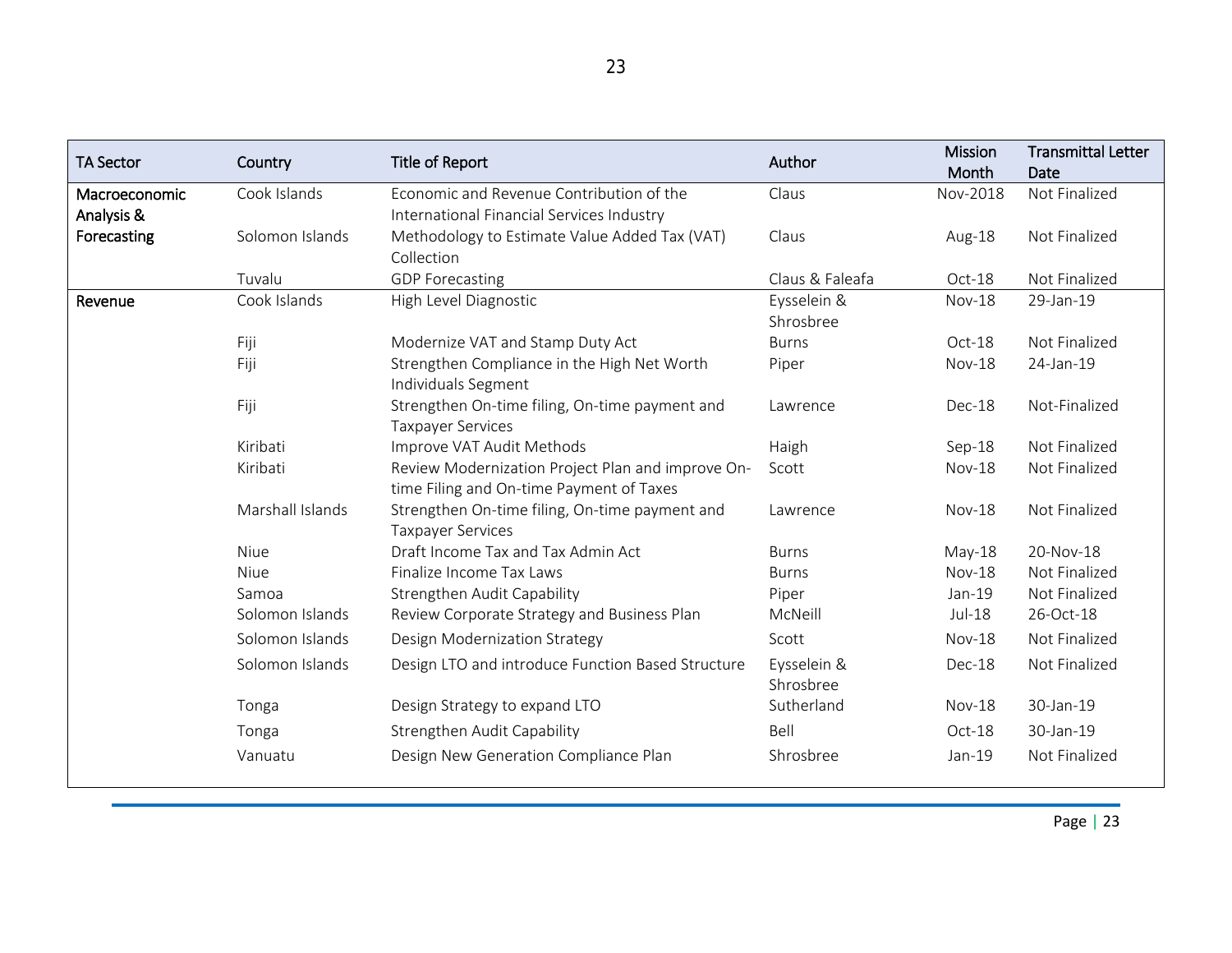| TA Sector | Country | Title of Report | Author | Mission Month | Transmittal Letter Date |
|---|---|---|---|---|---|
| Macroeconomic Analysis & Forecasting | Cook Islands | Economic and Revenue Contribution of the International Financial Services Industry | Claus | Nov-2018 | Not Finalized |
| | Solomon Islands | Methodology to Estimate Value Added Tax (VAT) Collection | Claus | Aug-18 | Not Finalized |
| | Tuvalu | GDP Forecasting | Claus & Faleafa | Oct-18 | Not Finalized |
| Revenue | Cook Islands | High Level Diagnostic | Eysselein & Shrosbree | Nov-18 | 29-Jan-19 |
| | Fiji | Modernize VAT and Stamp Duty Act | Burns | Oct-18 | Not Finalized |
| | Fiji | Strengthen Compliance in the High Net Worth Individuals Segment | Piper | Nov-18 | 24-Jan-19 |
| | Fiji | Strengthen On-time filing, On-time payment and Taxpayer Services | Lawrence | Dec-18 | Not-Finalized |
| | Kiribati | Improve VAT Audit Methods | Haigh | Sep-18 | Not Finalized |
| | Kiribati | Review Modernization Project Plan and improve On-time Filing and On-time Payment of Taxes | Scott | Nov-18 | Not Finalized |
| | Marshall Islands | Strengthen On-time filing, On-time payment and Taxpayer Services | Lawrence | Nov-18 | Not Finalized |
| | Niue | Draft Income Tax and Tax Admin Act | Burns | May-18 | 20-Nov-18 |
| | Niue | Finalize Income Tax Laws | Burns | Nov-18 | Not Finalized |
| | Samoa | Strengthen Audit Capability | Piper | Jan-19 | Not Finalized |
| | Solomon Islands | Review Corporate Strategy and Business Plan | McNeill | Jul-18 | 26-Oct-18 |
| | Solomon Islands | Design Modernization Strategy | Scott | Nov-18 | Not Finalized |
| | Solomon Islands | Design LTO and introduce Function Based Structure | Eysselein & Shrosbree | Dec-18 | Not Finalized |
| | Tonga | Design Strategy to expand LTO | Sutherland | Nov-18 | 30-Jan-19 |
| | Tonga | Strengthen Audit Capability | Bell | Oct-18 | 30-Jan-19 |
| | Vanuatu | Design New Generation Compliance Plan | Shrosbree | Jan-19 | Not Finalized |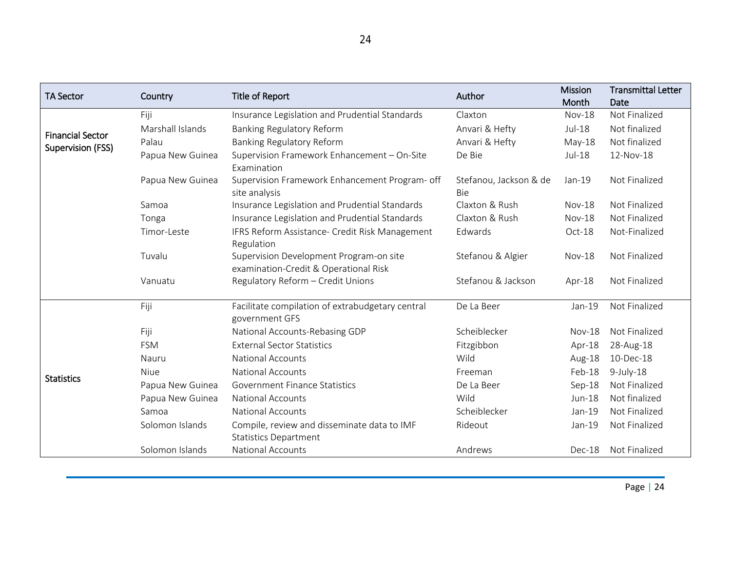| TA Sector | Country | Title of Report | Author | Mission Month | Transmittal Letter Date |
|---|---|---|---|---|---|
| Financial Sector Supervision (FSS) | Fiji | Insurance Legislation and Prudential Standards | Claxton | Nov-18 | Not Finalized |
| | Marshall Islands | Banking Regulatory Reform | Anvari & Hefty | Jul-18 | Not finalized |
| | Palau | Banking Regulatory Reform | Anvari & Hefty | May-18 | Not finalized |
| | Papua New Guinea | Supervision Framework Enhancement – On-Site Examination | De Bie | Jul-18 | 12-Nov-18 |
| | Papua New Guinea | Supervision Framework Enhancement Program- off site analysis | Stefanou, Jackson & de Bie | Jan-19 | Not Finalized |
| | Samoa | Insurance Legislation and Prudential Standards | Claxton & Rush | Nov-18 | Not Finalized |
| | Tonga | Insurance Legislation and Prudential Standards | Claxton & Rush | Nov-18 | Not Finalized |
| | Timor-Leste | IFRS Reform Assistance- Credit Risk Management Regulation | Edwards | Oct-18 | Not-Finalized |
| | Tuvalu | Supervision Development Program-on site examination-Credit & Operational Risk | Stefanou & Algier | Nov-18 | Not Finalized |
| | Vanuatu | Regulatory Reform – Credit Unions | Stefanou & Jackson | Apr-18 | Not Finalized |
| Statistics | Fiji | Facilitate compilation of extrabudgetary central government GFS | De La Beer | Jan-19 | Not Finalized |
| | Fiji | National Accounts-Rebasing GDP | Scheiblecker | Nov-18 | Not Finalized |
| | FSM | External Sector Statistics | Fitzgibbon | Apr-18 | 28-Aug-18 |
| | Nauru | National Accounts | Wild | Aug-18 | 10-Dec-18 |
| | Niue | National Accounts | Freeman | Feb-18 | 9-July-18 |
| | Papua New Guinea | Government Finance Statistics | De La Beer | Sep-18 | Not Finalized |
| | Papua New Guinea | National Accounts | Wild | Jun-18 | Not finalized |
| | Samoa | National Accounts | Scheiblecker | Jan-19 | Not Finalized |
| | Solomon Islands | Compile, review and disseminate data to IMF Statistics Department | Rideout | Jan-19 | Not Finalized |
| | Solomon Islands | National Accounts | Andrews | Dec-18 | Not Finalized |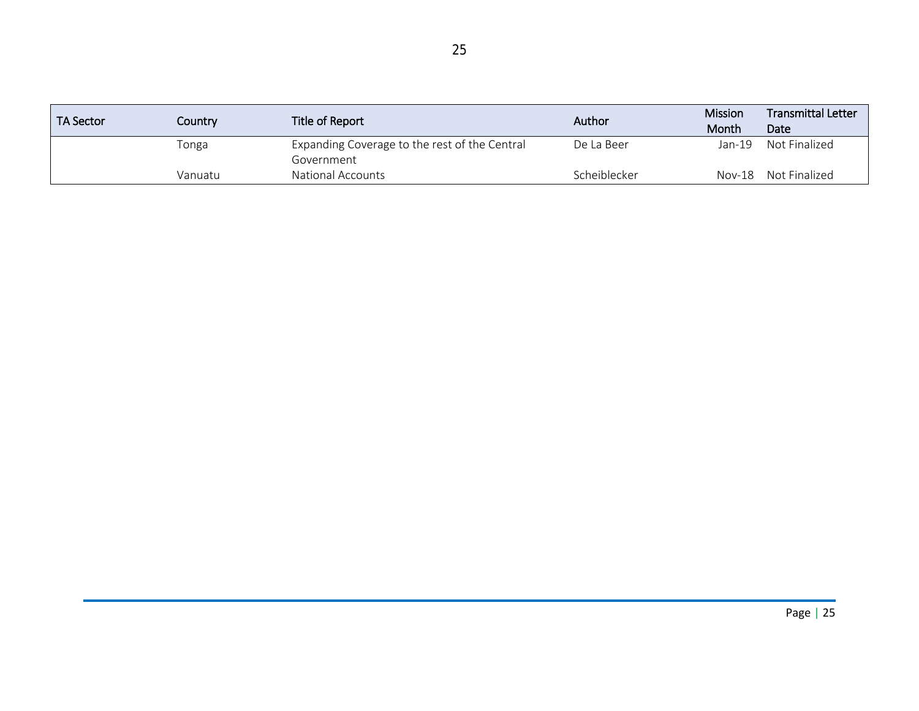| TA Sector | Country | Title of Report | Author | Mission Month | Transmittal Letter Date |
|---|---|---|---|---|---|
| | Tonga | Expanding Coverage to the rest of the Central Government | De La Beer | Jan-19 | Not Finalized |
| | Vanuatu | National Accounts | Scheiblecker | Nov-18 | Not Finalized |